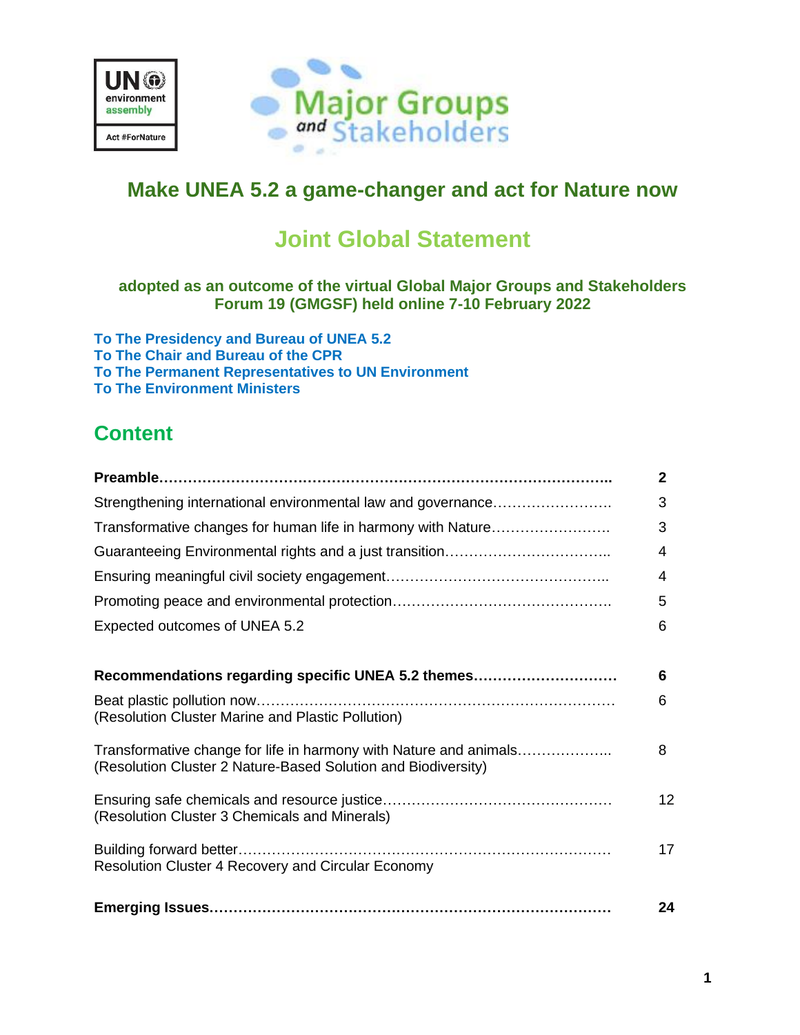# Make UNEA 5.2 a game-changer and act for Nature now

## Joint Global Statement

**adopted as an outcome of the virtual Global Major Groups and Stakeholders Forum 19 (GMGSF) held online 7-10 February 2022**

**To The Presidency and Bureau of UNEA 5.2**
**To The Chair and Bureau of the CPR**
**To The Permanent Representatives to UN Environment**
**To The Environment Ministers**

## Content

| | |
|---|---|
| **Preamble** | **2** |
| Strengthening international environmental law and governance | 3 |
| Transformative changes for human life in harmony with Nature | 3 |
| Guaranteeing Environmental rights and a just transition | 4 |
| Ensuring meaningful civil society engagement | 4 |
| Promoting peace and environmental protection | 5 |
| Expected outcomes of UNEA 5.2 | 6 |
| **Recommendations regarding specific UNEA 5.2 themes** | **6** |
| Beat plastic pollution now (Resolution Cluster Marine and Plastic Pollution) | 6 |
| Transformative change for life in harmony with Nature and animals (Resolution Cluster 2 Nature-Based Solution and Biodiversity) | 8 |
| Ensuring safe chemicals and resource justice (Resolution Cluster 3 Chemicals and Minerals) | 12 |
| Building forward better Resolution Cluster 4 Recovery and Circular Economy | 17 |
| **Emerging Issues** | **24** |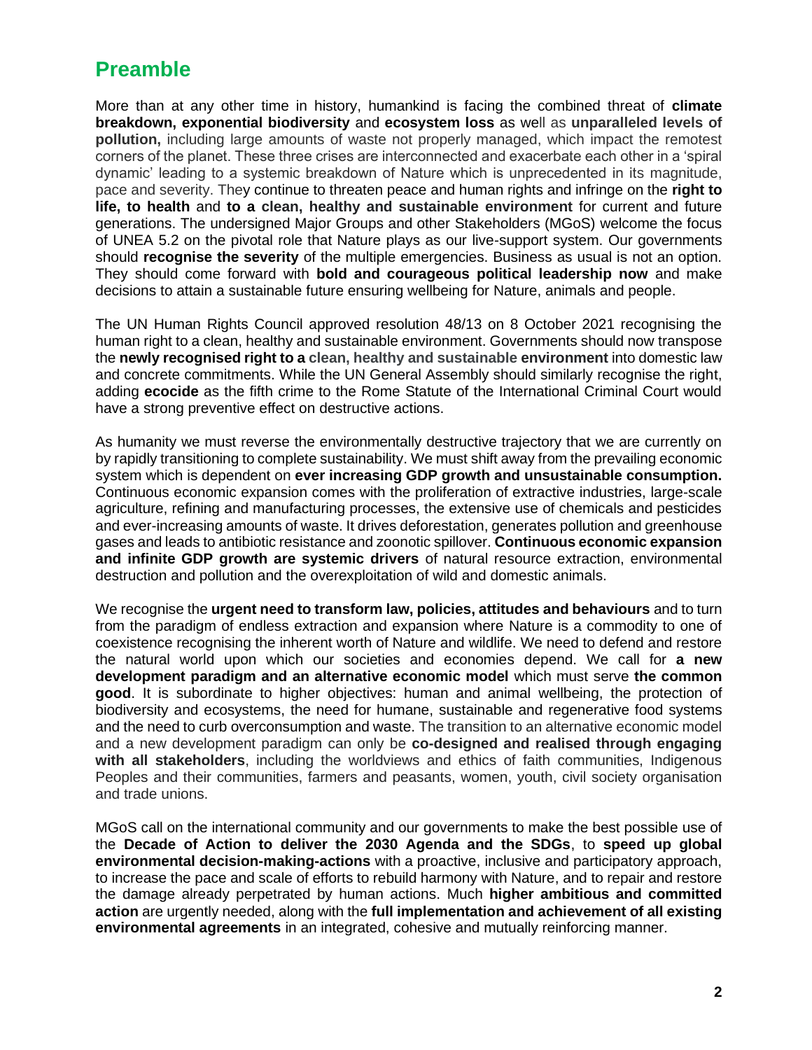## Preamble

More than at any other time in history, humankind is facing the combined threat of **climate breakdown, exponential biodiversity** and **ecosystem loss** as well as **unparalleled levels of pollution,** including large amounts of waste not properly managed, which impact the remotest corners of the planet. These three crises are interconnected and exacerbate each other in a 'spiral dynamic' leading to a systemic breakdown of Nature which is unprecedented in its magnitude, pace and severity. They continue to threaten peace and human rights and infringe on the **right to life, to health** and **to a clean, healthy and sustainable environment** for current and future generations. The undersigned Major Groups and other Stakeholders (MGoS) welcome the focus of UNEA 5.2 on the pivotal role that Nature plays as our live-support system. Our governments should **recognise the severity** of the multiple emergencies. Business as usual is not an option. They should come forward with **bold and courageous political leadership now** and make decisions to attain a sustainable future ensuring wellbeing for Nature, animals and people.

The UN Human Rights Council approved resolution 48/13 on 8 October 2021 recognising the human right to a clean, healthy and sustainable environment. Governments should now transpose the **newly recognised right to a clean, healthy and sustainable environment** into domestic law and concrete commitments. While the UN General Assembly should similarly recognise the right, adding **ecocide** as the fifth crime to the Rome Statute of the International Criminal Court would have a strong preventive effect on destructive actions.

As humanity we must reverse the environmentally destructive trajectory that we are currently on by rapidly transitioning to complete sustainability. We must shift away from the prevailing economic system which is dependent on **ever increasing GDP growth and unsustainable consumption.** Continuous economic expansion comes with the proliferation of extractive industries, large-scale agriculture, refining and manufacturing processes, the extensive use of chemicals and pesticides and ever-increasing amounts of waste. It drives deforestation, generates pollution and greenhouse gases and leads to antibiotic resistance and zoonotic spillover. **Continuous economic expansion and infinite GDP growth are systemic drivers** of natural resource extraction, environmental destruction and pollution and the overexploitation of wild and domestic animals.

We recognise the **urgent need to transform law, policies, attitudes and behaviours** and to turn from the paradigm of endless extraction and expansion where Nature is a commodity to one of coexistence recognising the inherent worth of Nature and wildlife. We need to defend and restore the natural world upon which our societies and economies depend. We call for **a new development paradigm and an alternative economic model** which must serve **the common good**. It is subordinate to higher objectives: human and animal wellbeing, the protection of biodiversity and ecosystems, the need for humane, sustainable and regenerative food systems and the need to curb overconsumption and waste. The transition to an alternative economic model and a new development paradigm can only be **co-designed and realised through engaging with all stakeholders**, including the worldviews and ethics of faith communities, Indigenous Peoples and their communities, farmers and peasants, women, youth, civil society organisation and trade unions.

MGoS call on the international community and our governments to make the best possible use of the **Decade of Action to deliver the 2030 Agenda and the SDGs**, to **speed up global environmental decision-making-actions** with a proactive, inclusive and participatory approach, to increase the pace and scale of efforts to rebuild harmony with Nature, and to repair and restore the damage already perpetrated by human actions. Much **higher ambitious and committed action** are urgently needed, along with the **full implementation and achievement of all existing environmental agreements** in an integrated, cohesive and mutually reinforcing manner.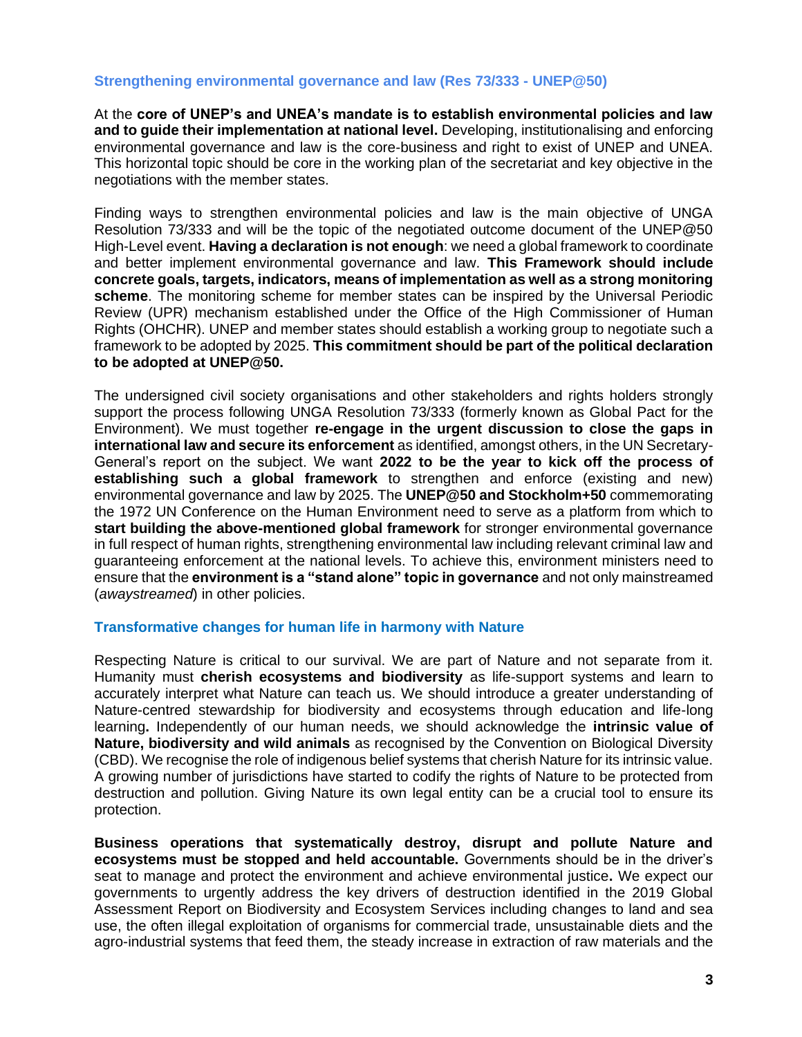## Strengthening environmental governance and law (Res 73/333 - UNEP@50)

At the **core of UNEP's and UNEA's mandate is to establish environmental policies and law and to guide their implementation at national level.** Developing, institutionalising and enforcing environmental governance and law is the core-business and right to exist of UNEP and UNEA. This horizontal topic should be core in the working plan of the secretariat and key objective in the negotiations with the member states.

Finding ways to strengthen environmental policies and law is the main objective of UNGA Resolution 73/333 and will be the topic of the negotiated outcome document of the UNEP@50 High-Level event. **Having a declaration is not enough**: we need a global framework to coordinate and better implement environmental governance and law. **This Framework should include concrete goals, targets, indicators, means of implementation as well as a strong monitoring scheme**. The monitoring scheme for member states can be inspired by the Universal Periodic Review (UPR) mechanism established under the Office of the High Commissioner of Human Rights (OHCHR). UNEP and member states should establish a working group to negotiate such a framework to be adopted by 2025. **This commitment should be part of the political declaration to be adopted at UNEP@50.**

The undersigned civil society organisations and other stakeholders and rights holders strongly support the process following UNGA Resolution 73/333 (formerly known as Global Pact for the Environment). We must together **re-engage in the urgent discussion to close the gaps in international law and secure its enforcement** as identified, amongst others, in the UN Secretary-General's report on the subject. We want **2022 to be the year to kick off the process of establishing such a global framework** to strengthen and enforce (existing and new) environmental governance and law by 2025. The **UNEP@50 and Stockholm+50** commemorating the 1972 UN Conference on the Human Environment need to serve as a platform from which to **start building the above-mentioned global framework** for stronger environmental governance in full respect of human rights, strengthening environmental law including relevant criminal law and guaranteeing enforcement at the national levels. To achieve this, environment ministers need to ensure that the **environment is a "stand alone" topic in governance** and not only mainstreamed (*awaystreamed*) in other policies.

## Transformative changes for human life in harmony with Nature

Respecting Nature is critical to our survival. We are part of Nature and not separate from it. Humanity must **cherish ecosystems and biodiversity** as life-support systems and learn to accurately interpret what Nature can teach us. We should introduce a greater understanding of Nature-centred stewardship for biodiversity and ecosystems through education and life-long learning**.** Independently of our human needs, we should acknowledge the **intrinsic value of Nature, biodiversity and wild animals** as recognised by the Convention on Biological Diversity (CBD). We recognise the role of indigenous belief systems that cherish Nature for its intrinsic value. A growing number of jurisdictions have started to codify the rights of Nature to be protected from destruction and pollution. Giving Nature its own legal entity can be a crucial tool to ensure its protection.

**Business operations that systematically destroy, disrupt and pollute Nature and ecosystems must be stopped and held accountable.** Governments should be in the driver's seat to manage and protect the environment and achieve environmental justice**.** We expect our governments to urgently address the key drivers of destruction identified in the 2019 Global Assessment Report on Biodiversity and Ecosystem Services including changes to land and sea use, the often illegal exploitation of organisms for commercial trade, unsustainable diets and the agro-industrial systems that feed them, the steady increase in extraction of raw materials and the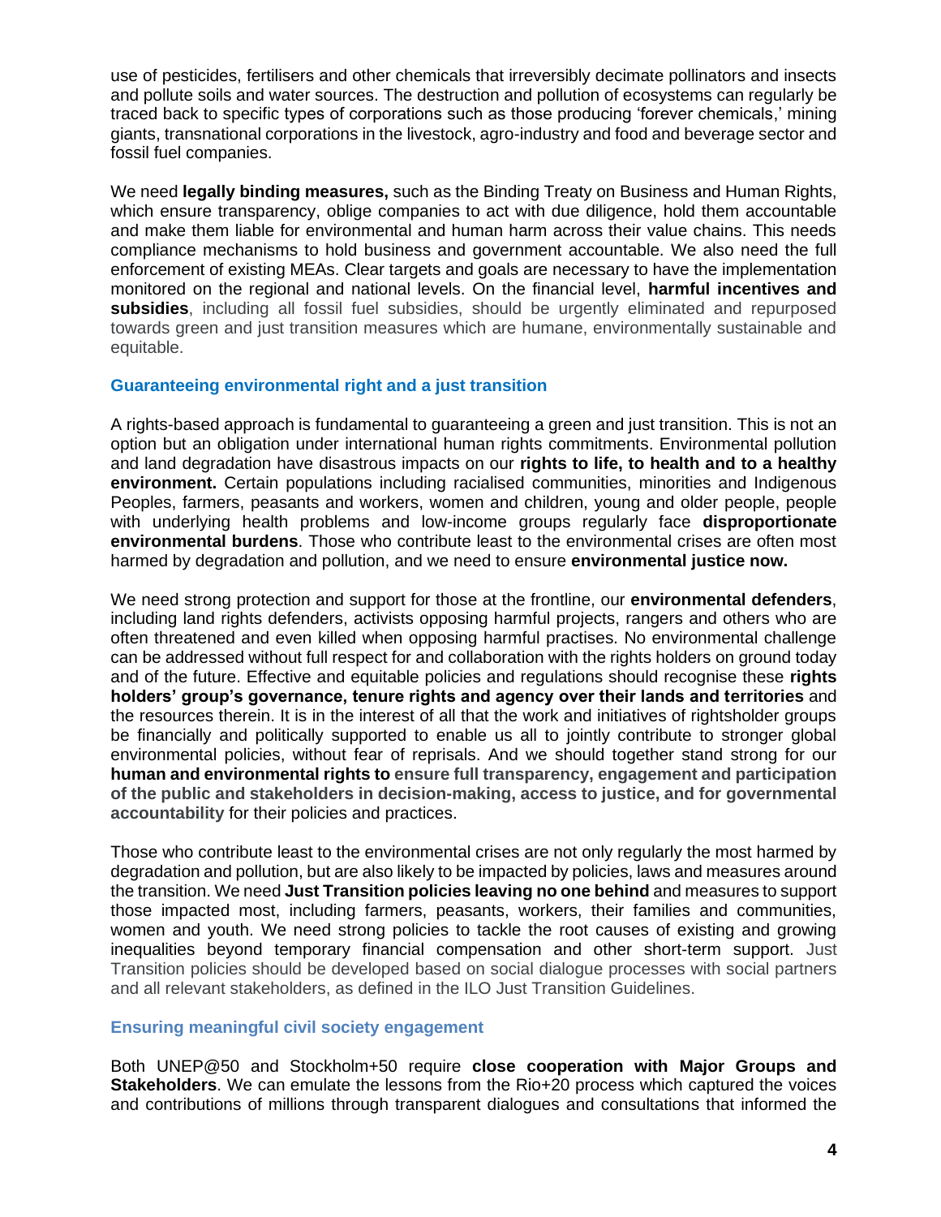use of pesticides, fertilisers and other chemicals that irreversibly decimate pollinators and insects and pollute soils and water sources. The destruction and pollution of ecosystems can regularly be traced back to specific types of corporations such as those producing 'forever chemicals,' mining giants, transnational corporations in the livestock, agro-industry and food and beverage sector and fossil fuel companies.

We need **legally binding measures,** such as the Binding Treaty on Business and Human Rights, which ensure transparency, oblige companies to act with due diligence, hold them accountable and make them liable for environmental and human harm across their value chains. This needs compliance mechanisms to hold business and government accountable. We also need the full enforcement of existing MEAs. Clear targets and goals are necessary to have the implementation monitored on the regional and national levels. On the financial level, **harmful incentives and subsidies**, including all fossil fuel subsidies, should be urgently eliminated and repurposed towards green and just transition measures which are humane, environmentally sustainable and equitable.

### Guaranteeing environmental right and a just transition

A rights-based approach is fundamental to guaranteeing a green and just transition. This is not an option but an obligation under international human rights commitments. Environmental pollution and land degradation have disastrous impacts on our **rights to life, to health and to a healthy environment.** Certain populations including racialised communities, minorities and Indigenous Peoples, farmers, peasants and workers, women and children, young and older people, people with underlying health problems and low-income groups regularly face **disproportionate environmental burdens**. Those who contribute least to the environmental crises are often most harmed by degradation and pollution, and we need to ensure **environmental justice now.**

We need strong protection and support for those at the frontline, our **environmental defenders**, including land rights defenders, activists opposing harmful projects, rangers and others who are often threatened and even killed when opposing harmful practises. No environmental challenge can be addressed without full respect for and collaboration with the rights holders on ground today and of the future. Effective and equitable policies and regulations should recognise these **rights holders' group's governance, tenure rights and agency over their lands and territories** and the resources therein. It is in the interest of all that the work and initiatives of rightsholder groups be financially and politically supported to enable us all to jointly contribute to stronger global environmental policies, without fear of reprisals. And we should together stand strong for our **human and environmental rights to ensure full transparency, engagement and participation of the public and stakeholders in decision-making, access to justice, and for governmental accountability** for their policies and practices.

Those who contribute least to the environmental crises are not only regularly the most harmed by degradation and pollution, but are also likely to be impacted by policies, laws and measures around the transition. We need **Just Transition policies leaving no one behind** and measures to support those impacted most, including farmers, peasants, workers, their families and communities, women and youth. We need strong policies to tackle the root causes of existing and growing inequalities beyond temporary financial compensation and other short-term support. Just Transition policies should be developed based on social dialogue processes with social partners and all relevant stakeholders, as defined in the ILO Just Transition Guidelines.

### Ensuring meaningful civil society engagement

Both UNEP@50 and Stockholm+50 require **close cooperation with Major Groups and Stakeholders**. We can emulate the lessons from the Rio+20 process which captured the voices and contributions of millions through transparent dialogues and consultations that informed the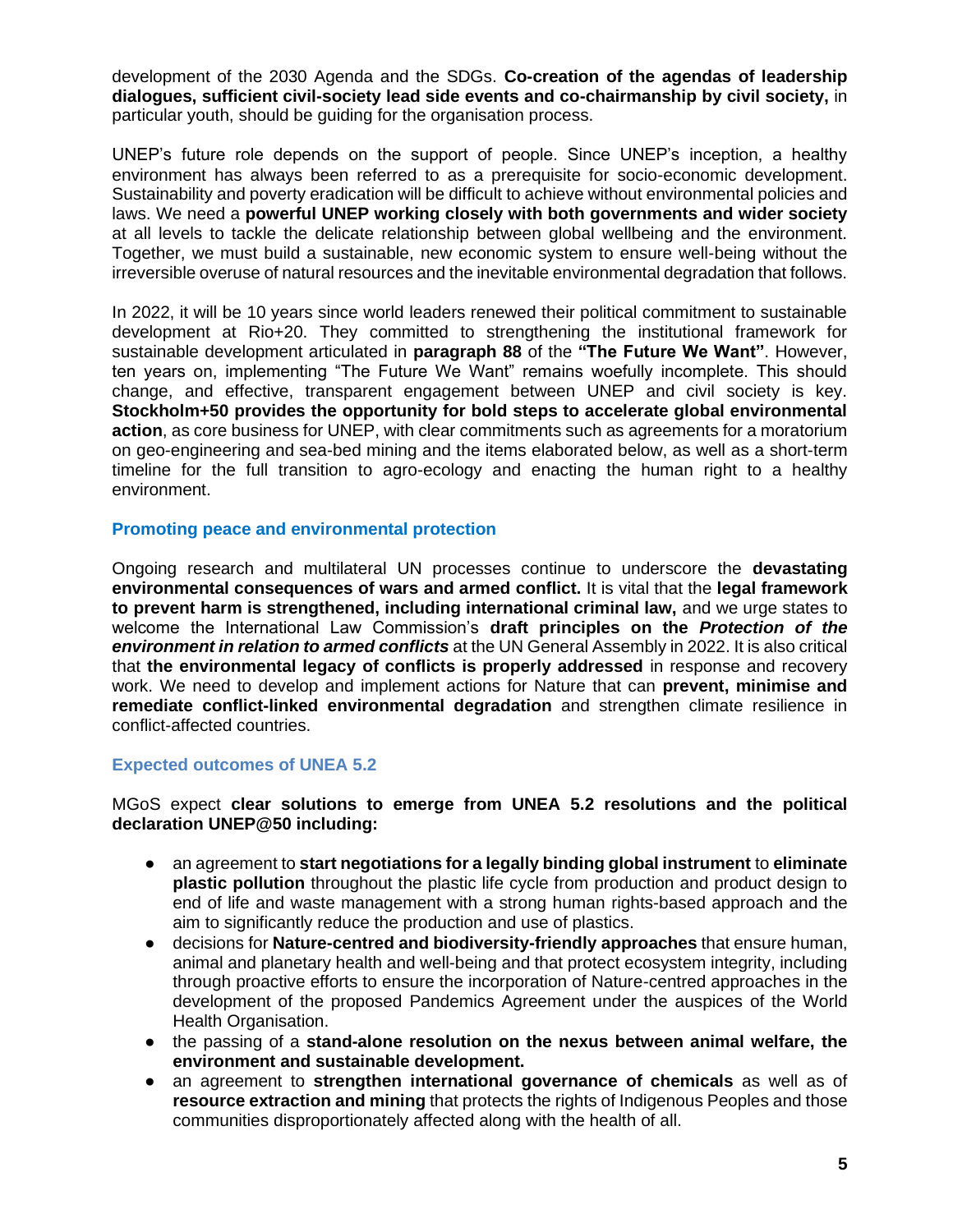development of the 2030 Agenda and the SDGs. **Co-creation of the agendas of leadership dialogues, sufficient civil-society lead side events and co-chairmanship by civil society,** in particular youth, should be guiding for the organisation process.

UNEP's future role depends on the support of people. Since UNEP's inception, a healthy environment has always been referred to as a prerequisite for socio-economic development. Sustainability and poverty eradication will be difficult to achieve without environmental policies and laws. We need a **powerful UNEP working closely with both governments and wider society** at all levels to tackle the delicate relationship between global wellbeing and the environment. Together, we must build a sustainable, new economic system to ensure well-being without the irreversible overuse of natural resources and the inevitable environmental degradation that follows.

In 2022, it will be 10 years since world leaders renewed their political commitment to sustainable development at Rio+20. They committed to strengthening the institutional framework for sustainable development articulated in **paragraph 88** of the **"The Future We Want"**. However, ten years on, implementing "The Future We Want" remains woefully incomplete. This should change, and effective, transparent engagement between UNEP and civil society is key. **Stockholm+50 provides the opportunity for bold steps to accelerate global environmental action**, as core business for UNEP, with clear commitments such as agreements for a moratorium on geo-engineering and sea-bed mining and the items elaborated below, as well as a short-term timeline for the full transition to agro-ecology and enacting the human right to a healthy environment.

### Promoting peace and environmental protection

Ongoing research and multilateral UN processes continue to underscore the **devastating environmental consequences of wars and armed conflict.** It is vital that the **legal framework to prevent harm is strengthened, including international criminal law,** and we urge states to welcome the International Law Commission's **draft principles on the *Protection of the environment in relation to armed conflicts*** at the UN General Assembly in 2022. It is also critical that **the environmental legacy of conflicts is properly addressed** in response and recovery work. We need to develop and implement actions for Nature that can **prevent, minimise and remediate conflict-linked environmental degradation** and strengthen climate resilience in conflict-affected countries.

### Expected outcomes of UNEA 5.2

MGoS expect **clear solutions to emerge from UNEA 5.2 resolutions and the political declaration UNEP@50 including:**

- an agreement to **start negotiations for a legally binding global instrument** to **eliminate plastic pollution** throughout the plastic life cycle from production and product design to end of life and waste management with a strong human rights-based approach and the aim to significantly reduce the production and use of plastics.
- decisions for **Nature-centred and biodiversity-friendly approaches** that ensure human, animal and planetary health and well-being and that protect ecosystem integrity, including through proactive efforts to ensure the incorporation of Nature-centred approaches in the development of the proposed Pandemics Agreement under the auspices of the World Health Organisation.
- the passing of a **stand-alone resolution on the nexus between animal welfare, the environment and sustainable development.**
- an agreement to **strengthen international governance of chemicals** as well as of **resource extraction and mining** that protects the rights of Indigenous Peoples and those communities disproportionately affected along with the health of all.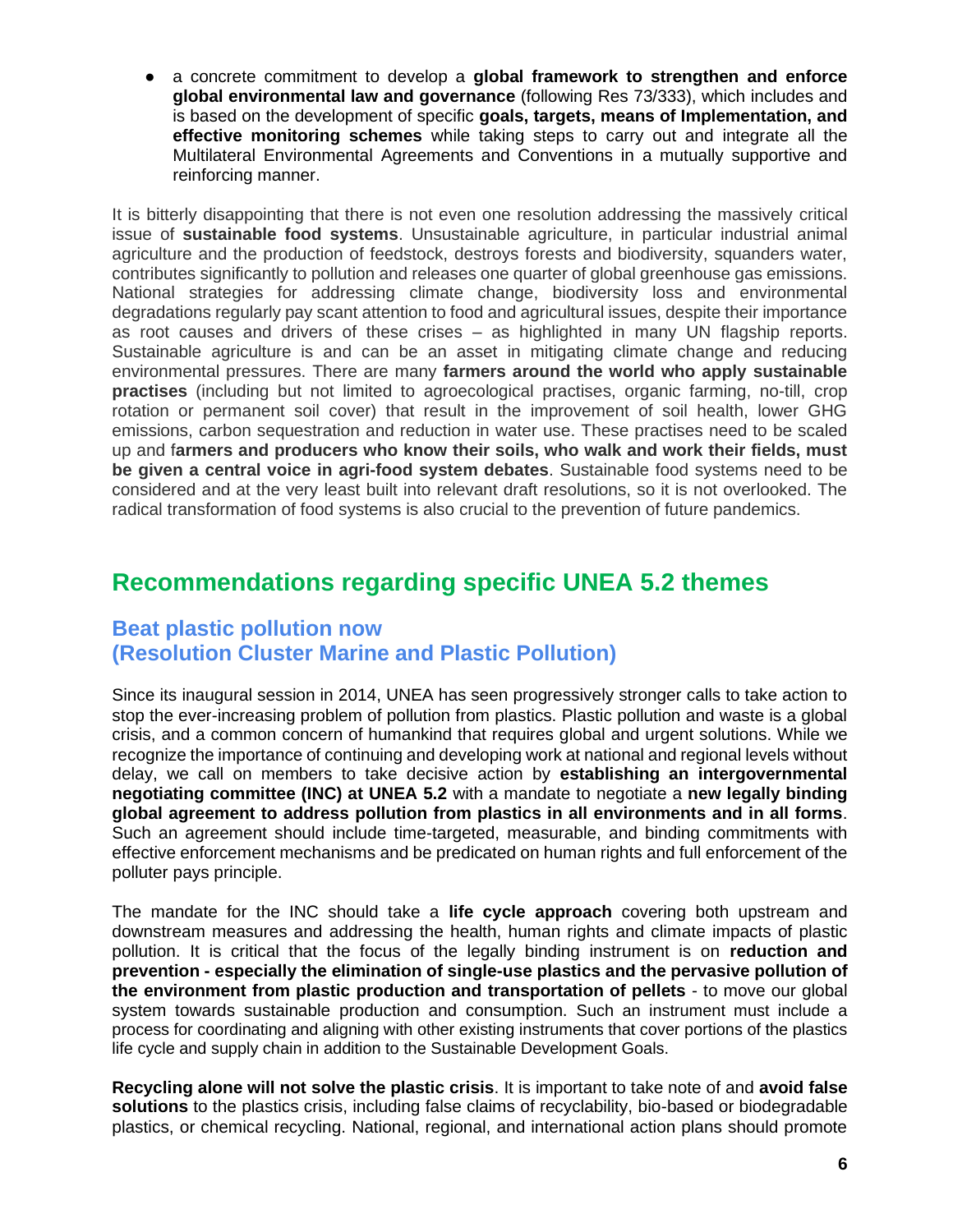- a concrete commitment to develop a **global framework to strengthen and enforce global environmental law and governance** (following Res 73/333), which includes and is based on the development of specific **goals, targets, means of Implementation, and effective monitoring schemes** while taking steps to carry out and integrate all the Multilateral Environmental Agreements and Conventions in a mutually supportive and reinforcing manner.

It is bitterly disappointing that there is not even one resolution addressing the massively critical issue of **sustainable food systems**. Unsustainable agriculture, in particular industrial animal agriculture and the production of feedstock, destroys forests and biodiversity, squanders water, contributes significantly to pollution and releases one quarter of global greenhouse gas emissions. National strategies for addressing climate change, biodiversity loss and environmental degradations regularly pay scant attention to food and agricultural issues, despite their importance as root causes and drivers of these crises – as highlighted in many UN flagship reports. Sustainable agriculture is and can be an asset in mitigating climate change and reducing environmental pressures. There are many **farmers around the world who apply sustainable practises** (including but not limited to agroecological practises, organic farming, no-till, crop rotation or permanent soil cover) that result in the improvement of soil health, lower GHG emissions, carbon sequestration and reduction in water use. These practises need to be scaled up and f**armers and producers who know their soils, who walk and work their fields, must be given a central voice in agri-food system debates**. Sustainable food systems need to be considered and at the very least built into relevant draft resolutions, so it is not overlooked. The radical transformation of food systems is also crucial to the prevention of future pandemics.

## Recommendations regarding specific UNEA 5.2 themes

### Beat plastic pollution now (Resolution Cluster Marine and Plastic Pollution)

Since its inaugural session in 2014, UNEA has seen progressively stronger calls to take action to stop the ever-increasing problem of pollution from plastics. Plastic pollution and waste is a global crisis, and a common concern of humankind that requires global and urgent solutions. While we recognize the importance of continuing and developing work at national and regional levels without delay, we call on members to take decisive action by **establishing an intergovernmental negotiating committee (INC) at UNEA 5.2** with a mandate to negotiate a **new legally binding global agreement to address pollution from plastics in all environments and in all forms**. Such an agreement should include time-targeted, measurable, and binding commitments with effective enforcement mechanisms and be predicated on human rights and full enforcement of the polluter pays principle.

The mandate for the INC should take a **life cycle approach** covering both upstream and downstream measures and addressing the health, human rights and climate impacts of plastic pollution. It is critical that the focus of the legally binding instrument is on **reduction and prevention - especially the elimination of single-use plastics and the pervasive pollution of the environment from plastic production and transportation of pellets** - to move our global system towards sustainable production and consumption. Such an instrument must include a process for coordinating and aligning with other existing instruments that cover portions of the plastics life cycle and supply chain in addition to the Sustainable Development Goals.

**Recycling alone will not solve the plastic crisis**. It is important to take note of and **avoid false solutions** to the plastics crisis, including false claims of recyclability, bio-based or biodegradable plastics, or chemical recycling. National, regional, and international action plans should promote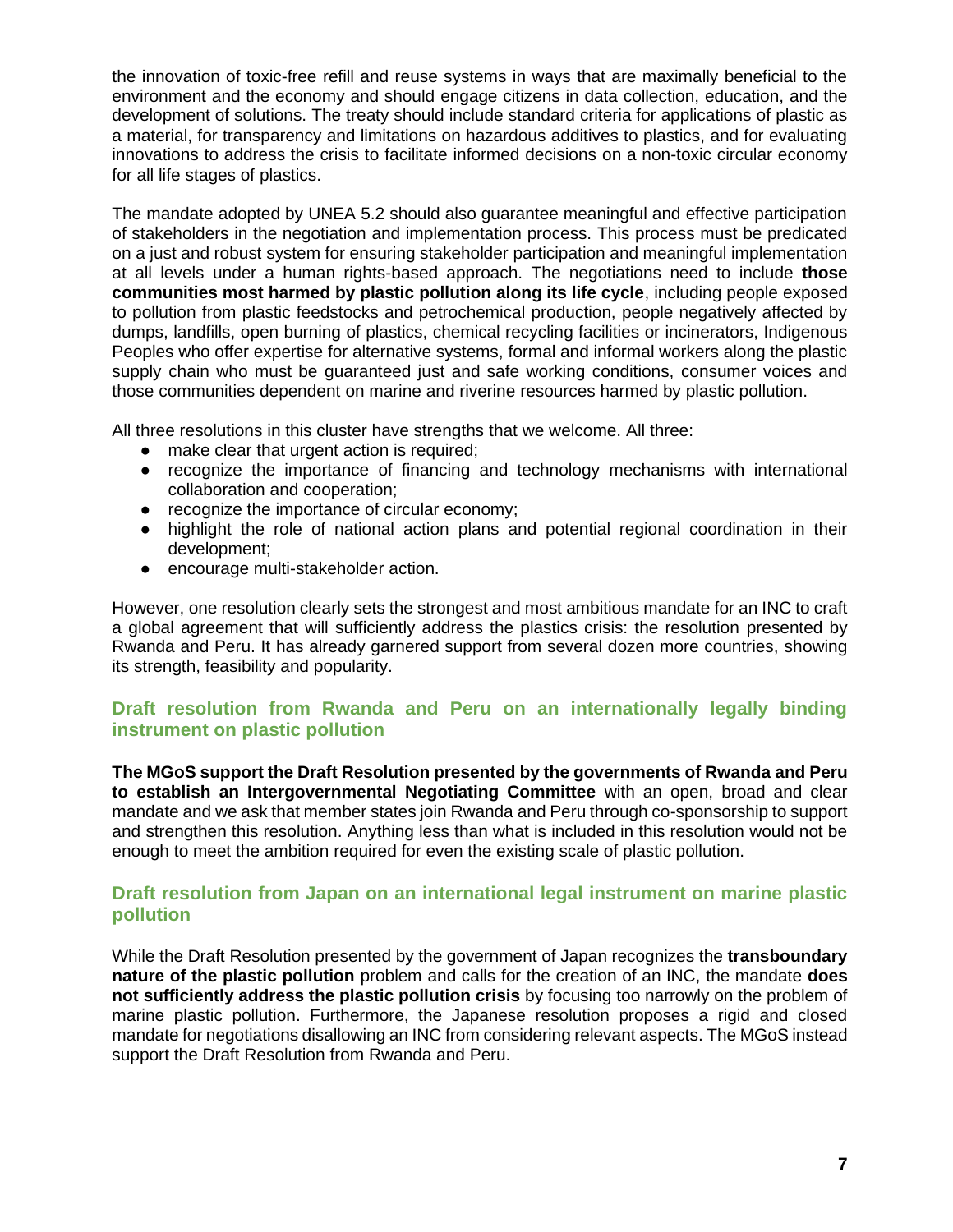the innovation of toxic-free refill and reuse systems in ways that are maximally beneficial to the environment and the economy and should engage citizens in data collection, education, and the development of solutions. The treaty should include standard criteria for applications of plastic as a material, for transparency and limitations on hazardous additives to plastics, and for evaluating innovations to address the crisis to facilitate informed decisions on a non-toxic circular economy for all life stages of plastics.

The mandate adopted by UNEA 5.2 should also guarantee meaningful and effective participation of stakeholders in the negotiation and implementation process. This process must be predicated on a just and robust system for ensuring stakeholder participation and meaningful implementation at all levels under a human rights-based approach. The negotiations need to include **those communities most harmed by plastic pollution along its life cycle**, including people exposed to pollution from plastic feedstocks and petrochemical production, people negatively affected by dumps, landfills, open burning of plastics, chemical recycling facilities or incinerators, Indigenous Peoples who offer expertise for alternative systems, formal and informal workers along the plastic supply chain who must be guaranteed just and safe working conditions, consumer voices and those communities dependent on marine and riverine resources harmed by plastic pollution.

All three resolutions in this cluster have strengths that we welcome. All three:

- make clear that urgent action is required;
- recognize the importance of financing and technology mechanisms with international collaboration and cooperation;
- recognize the importance of circular economy;
- highlight the role of national action plans and potential regional coordination in their development;
- encourage multi-stakeholder action.

However, one resolution clearly sets the strongest and most ambitious mandate for an INC to craft a global agreement that will sufficiently address the plastics crisis: the resolution presented by Rwanda and Peru. It has already garnered support from several dozen more countries, showing its strength, feasibility and popularity.

### Draft resolution from Rwanda and Peru on an internationally legally binding instrument on plastic pollution

**The MGoS support the Draft Resolution presented by the governments of Rwanda and Peru to establish an Intergovernmental Negotiating Committee** with an open, broad and clear mandate and we ask that member states join Rwanda and Peru through co-sponsorship to support and strengthen this resolution. Anything less than what is included in this resolution would not be enough to meet the ambition required for even the existing scale of plastic pollution.

### Draft resolution from Japan on an international legal instrument on marine plastic pollution

While the Draft Resolution presented by the government of Japan recognizes the **transboundary nature of the plastic pollution** problem and calls for the creation of an INC, the mandate **does not sufficiently address the plastic pollution crisis** by focusing too narrowly on the problem of marine plastic pollution. Furthermore, the Japanese resolution proposes a rigid and closed mandate for negotiations disallowing an INC from considering relevant aspects. The MGoS instead support the Draft Resolution from Rwanda and Peru.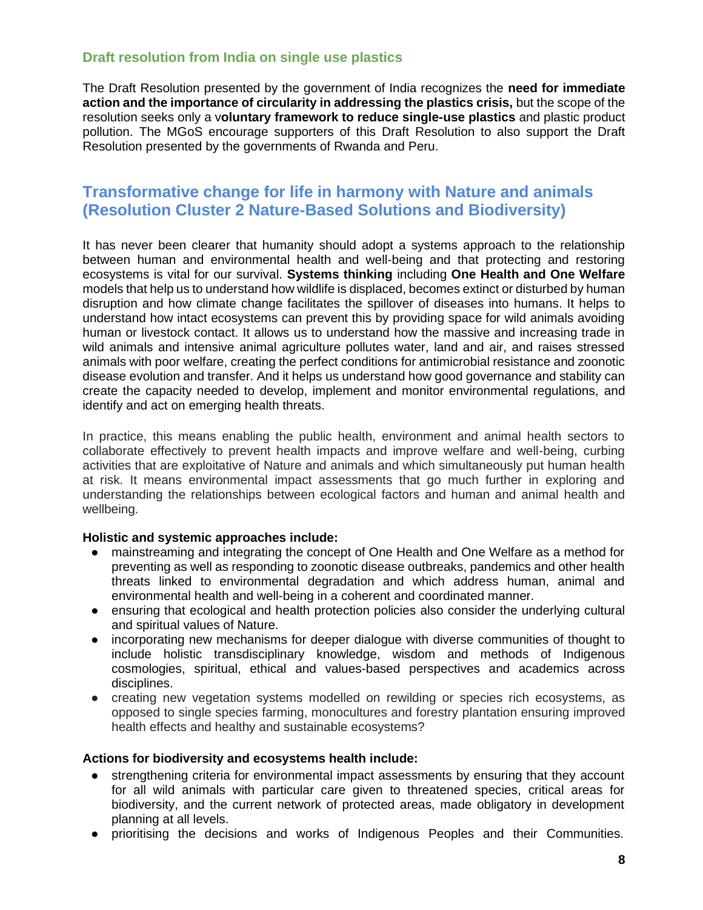### Draft resolution from India on single use plastics

The Draft Resolution presented by the government of India recognizes the **need for immediate action and the importance of circularity in addressing the plastics crisis,** but the scope of the resolution seeks only a v**oluntary framework to reduce single-use plastics** and plastic product pollution. The MGoS encourage supporters of this Draft Resolution to also support the Draft Resolution presented by the governments of Rwanda and Peru.

## Transformative change for life in harmony with Nature and animals (Resolution Cluster 2 Nature-Based Solutions and Biodiversity)

It has never been clearer that humanity should adopt a systems approach to the relationship between human and environmental health and well-being and that protecting and restoring ecosystems is vital for our survival. **Systems thinking** including **One Health and One Welfare** models that help us to understand how wildlife is displaced, becomes extinct or disturbed by human disruption and how climate change facilitates the spillover of diseases into humans. It helps to understand how intact ecosystems can prevent this by providing space for wild animals avoiding human or livestock contact. It allows us to understand how the massive and increasing trade in wild animals and intensive animal agriculture pollutes water, land and air, and raises stressed animals with poor welfare, creating the perfect conditions for antimicrobial resistance and zoonotic disease evolution and transfer. And it helps us understand how good governance and stability can create the capacity needed to develop, implement and monitor environmental regulations, and identify and act on emerging health threats.

In practice, this means enabling the public health, environment and animal health sectors to collaborate effectively to prevent health impacts and improve welfare and well-being, curbing activities that are exploitative of Nature and animals and which simultaneously put human health at risk. It means environmental impact assessments that go much further in exploring and understanding the relationships between ecological factors and human and animal health and wellbeing.

**Holistic and systemic approaches include:**

- mainstreaming and integrating the concept of One Health and One Welfare as a method for preventing as well as responding to zoonotic disease outbreaks, pandemics and other health threats linked to environmental degradation and which address human, animal and environmental health and well-being in a coherent and coordinated manner.
- ensuring that ecological and health protection policies also consider the underlying cultural and spiritual values of Nature.
- incorporating new mechanisms for deeper dialogue with diverse communities of thought to include holistic transdisciplinary knowledge, wisdom and methods of Indigenous cosmologies, spiritual, ethical and values-based perspectives and academics across disciplines.
- creating new vegetation systems modelled on rewilding or species rich ecosystems, as opposed to single species farming, monocultures and forestry plantation ensuring improved health effects and healthy and sustainable ecosystems?

**Actions for biodiversity and ecosystems health include:**

- strengthening criteria for environmental impact assessments by ensuring that they account for all wild animals with particular care given to threatened species, critical areas for biodiversity, and the current network of protected areas, made obligatory in development planning at all levels.
- prioritising the decisions and works of Indigenous Peoples and their Communities.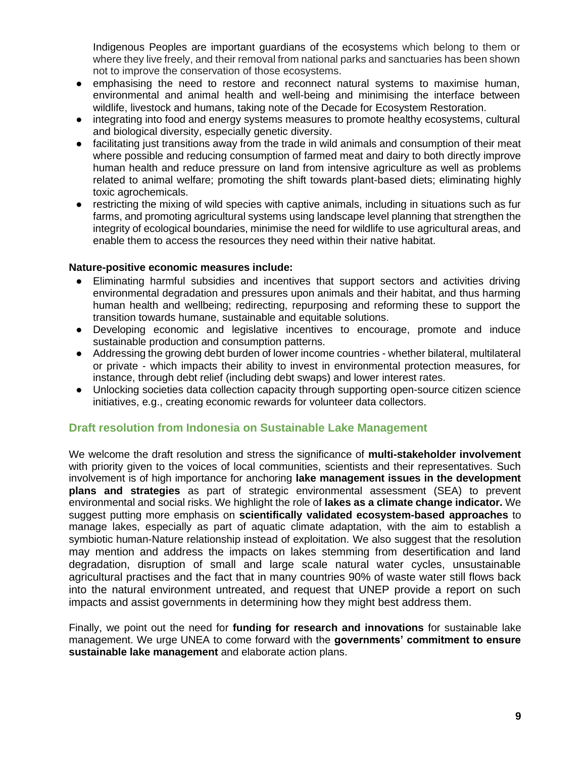Indigenous Peoples are important guardians of the ecosystems which belong to them or where they live freely, and their removal from national parks and sanctuaries has been shown not to improve the conservation of those ecosystems.

- emphasising the need to restore and reconnect natural systems to maximise human, environmental and animal health and well-being and minimising the interface between wildlife, livestock and humans, taking note of the Decade for Ecosystem Restoration.
- integrating into food and energy systems measures to promote healthy ecosystems, cultural and biological diversity, especially genetic diversity.
- facilitating just transitions away from the trade in wild animals and consumption of their meat where possible and reducing consumption of farmed meat and dairy to both directly improve human health and reduce pressure on land from intensive agriculture as well as problems related to animal welfare; promoting the shift towards plant-based diets; eliminating highly toxic agrochemicals.
- restricting the mixing of wild species with captive animals, including in situations such as fur farms, and promoting agricultural systems using landscape level planning that strengthen the integrity of ecological boundaries, minimise the need for wildlife to use agricultural areas, and enable them to access the resources they need within their native habitat.

**Nature-positive economic measures include:**

- Eliminating harmful subsidies and incentives that support sectors and activities driving environmental degradation and pressures upon animals and their habitat, and thus harming human health and wellbeing; redirecting, repurposing and reforming these to support the transition towards humane, sustainable and equitable solutions.
- Developing economic and legislative incentives to encourage, promote and induce sustainable production and consumption patterns.
- Addressing the growing debt burden of lower income countries - whether bilateral, multilateral or private - which impacts their ability to invest in environmental protection measures, for instance, through debt relief (including debt swaps) and lower interest rates.
- Unlocking societies data collection capacity through supporting open-source citizen science initiatives, e.g., creating economic rewards for volunteer data collectors.

## Draft resolution from Indonesia on Sustainable Lake Management

We welcome the draft resolution and stress the significance of **multi-stakeholder involvement** with priority given to the voices of local communities, scientists and their representatives. Such involvement is of high importance for anchoring **lake management issues in the development plans and strategies** as part of strategic environmental assessment (SEA) to prevent environmental and social risks. We highlight the role of **lakes as a climate change indicator.** We suggest putting more emphasis on **scientifically validated ecosystem-based approaches** to manage lakes, especially as part of aquatic climate adaptation, with the aim to establish a symbiotic human-Nature relationship instead of exploitation. We also suggest that the resolution may mention and address the impacts on lakes stemming from desertification and land degradation, disruption of small and large scale natural water cycles, unsustainable agricultural practises and the fact that in many countries 90% of waste water still flows back into the natural environment untreated, and request that UNEP provide a report on such impacts and assist governments in determining how they might best address them.

Finally, we point out the need for **funding for research and innovations** for sustainable lake management. We urge UNEA to come forward with the **governments' commitment to ensure sustainable lake management** and elaborate action plans.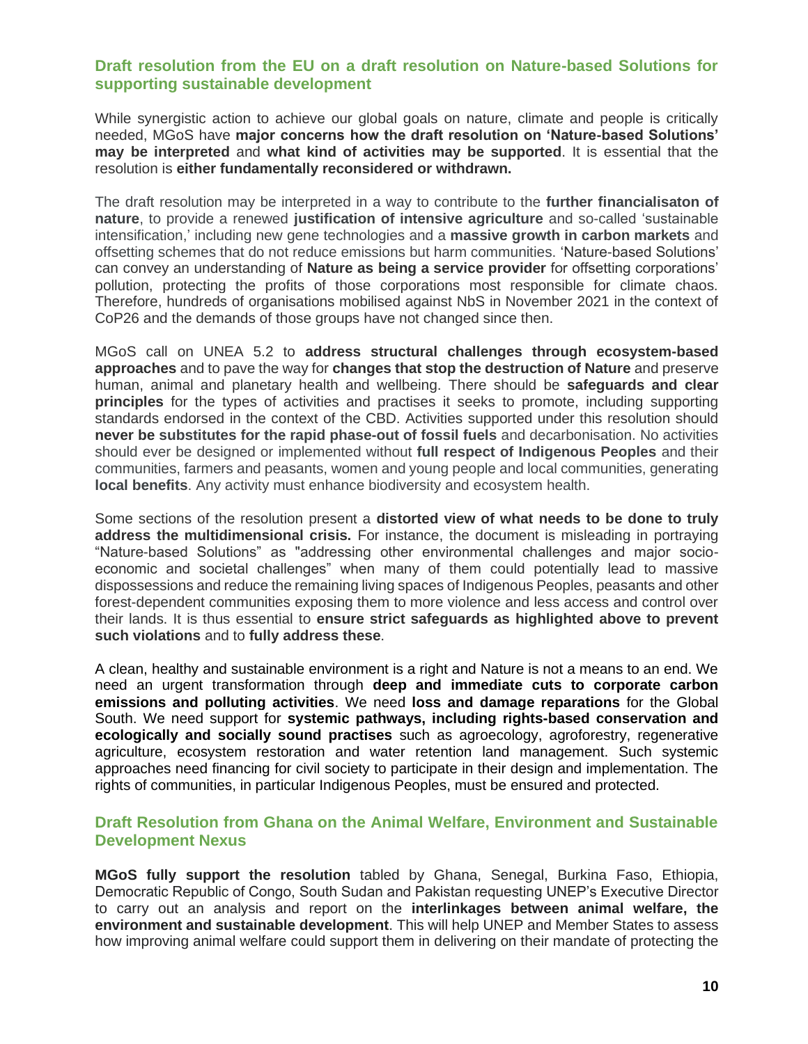### Draft resolution from the EU on a draft resolution on Nature-based Solutions for supporting sustainable development

While synergistic action to achieve our global goals on nature, climate and people is critically needed, MGoS have **major concerns how the draft resolution on 'Nature-based Solutions' may be interpreted** and **what kind of activities may be supported**. It is essential that the resolution is **either fundamentally reconsidered or withdrawn.**

The draft resolution may be interpreted in a way to contribute to the **further financialisaton of nature**, to provide a renewed **justification of intensive agriculture** and so-called 'sustainable intensification,' including new gene technologies and a **massive growth in carbon markets** and offsetting schemes that do not reduce emissions but harm communities. 'Nature-based Solutions' can convey an understanding of **Nature as being a service provider** for offsetting corporations' pollution, protecting the profits of those corporations most responsible for climate chaos. Therefore, hundreds of organisations mobilised against NbS in November 2021 in the context of CoP26 and the demands of those groups have not changed since then.

MGoS call on UNEA 5.2 to **address structural challenges through ecosystem-based approaches** and to pave the way for **changes that stop the destruction of Nature** and preserve human, animal and planetary health and wellbeing. There should be **safeguards and clear principles** for the types of activities and practises it seeks to promote, including supporting standards endorsed in the context of the CBD. Activities supported under this resolution should **never be substitutes for the rapid phase-out of fossil fuels** and decarbonisation. No activities should ever be designed or implemented without **full respect of Indigenous Peoples** and their communities, farmers and peasants, women and young people and local communities, generating **local benefits**. Any activity must enhance biodiversity and ecosystem health.

Some sections of the resolution present a **distorted view of what needs to be done to truly address the multidimensional crisis.** For instance, the document is misleading in portraying "Nature-based Solutions" as "addressing other environmental challenges and major socio-economic and societal challenges" when many of them could potentially lead to massive dispossessions and reduce the remaining living spaces of Indigenous Peoples, peasants and other forest-dependent communities exposing them to more violence and less access and control over their lands. It is thus essential to **ensure strict safeguards as highlighted above to prevent such violations** and to **fully address these**.

A clean, healthy and sustainable environment is a right and Nature is not a means to an end. We need an urgent transformation through **deep and immediate cuts to corporate carbon emissions and polluting activities**. We need **loss and damage reparations** for the Global South. We need support for **systemic pathways, including rights-based conservation and ecologically and socially sound practises** such as agroecology, agroforestry, regenerative agriculture, ecosystem restoration and water retention land management. Such systemic approaches need financing for civil society to participate in their design and implementation. The rights of communities, in particular Indigenous Peoples, must be ensured and protected.

### Draft Resolution from Ghana on the Animal Welfare, Environment and Sustainable Development Nexus

**MGoS fully support the resolution** tabled by Ghana, Senegal, Burkina Faso, Ethiopia, Democratic Republic of Congo, South Sudan and Pakistan requesting UNEP's Executive Director to carry out an analysis and report on the **interlinkages between animal welfare, the environment and sustainable development**. This will help UNEP and Member States to assess how improving animal welfare could support them in delivering on their mandate of protecting the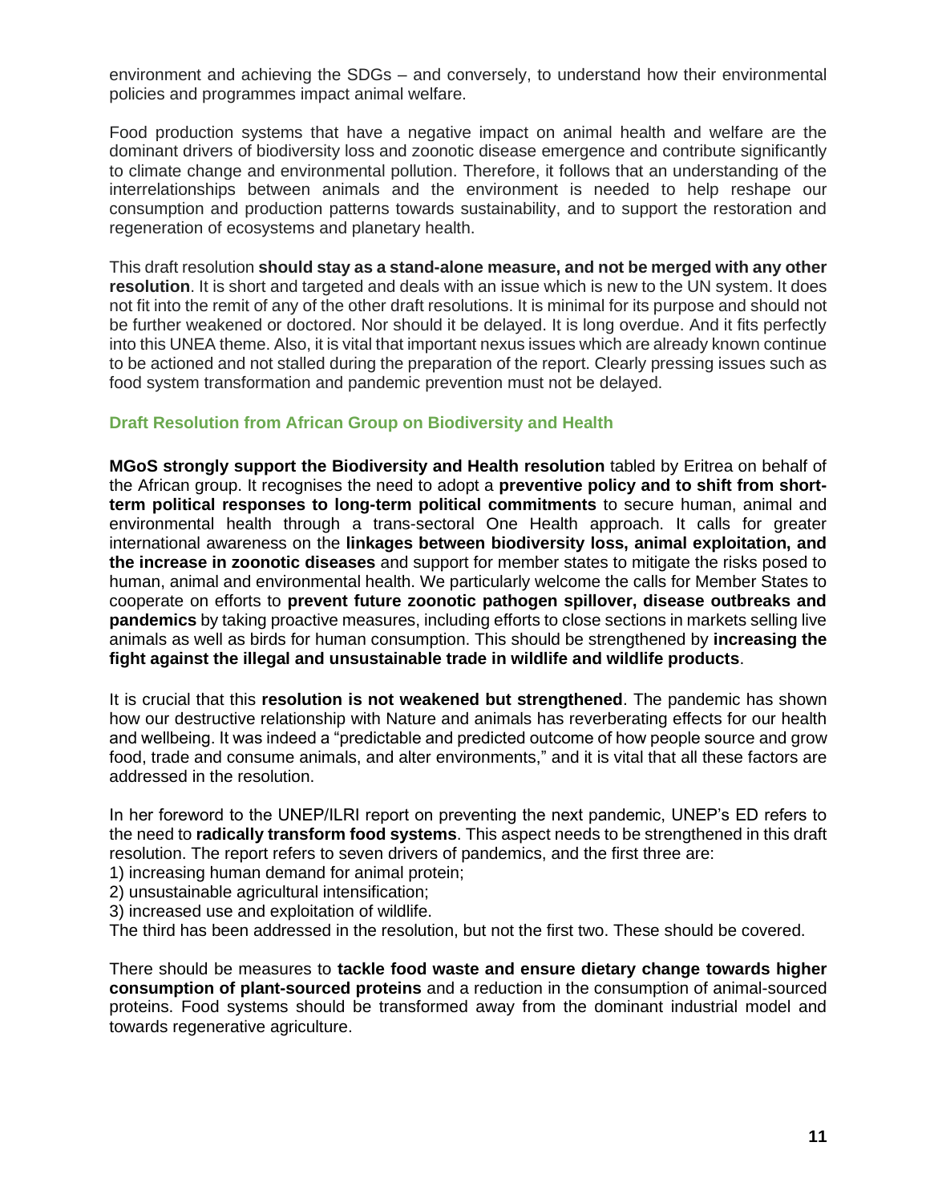environment and achieving the SDGs – and conversely, to understand how their environmental policies and programmes impact animal welfare.

Food production systems that have a negative impact on animal health and welfare are the dominant drivers of biodiversity loss and zoonotic disease emergence and contribute significantly to climate change and environmental pollution. Therefore, it follows that an understanding of the interrelationships between animals and the environment is needed to help reshape our consumption and production patterns towards sustainability, and to support the restoration and regeneration of ecosystems and planetary health.

This draft resolution **should stay as a stand-alone measure, and not be merged with any other resolution**. It is short and targeted and deals with an issue which is new to the UN system. It does not fit into the remit of any of the other draft resolutions. It is minimal for its purpose and should not be further weakened or doctored. Nor should it be delayed. It is long overdue. And it fits perfectly into this UNEA theme. Also, it is vital that important nexus issues which are already known continue to be actioned and not stalled during the preparation of the report. Clearly pressing issues such as food system transformation and pandemic prevention must not be delayed.

### Draft Resolution from African Group on Biodiversity and Health

**MGoS strongly support the Biodiversity and Health resolution** tabled by Eritrea on behalf of the African group. It recognises the need to adopt a **preventive policy and to shift from short-term political responses to long-term political commitments** to secure human, animal and environmental health through a trans-sectoral One Health approach. It calls for greater international awareness on the **linkages between biodiversity loss, animal exploitation, and the increase in zoonotic diseases** and support for member states to mitigate the risks posed to human, animal and environmental health. We particularly welcome the calls for Member States to cooperate on efforts to **prevent future zoonotic pathogen spillover, disease outbreaks and pandemics** by taking proactive measures, including efforts to close sections in markets selling live animals as well as birds for human consumption. This should be strengthened by **increasing the fight against the illegal and unsustainable trade in wildlife and wildlife products**.

It is crucial that this **resolution is not weakened but strengthened**. The pandemic has shown how our destructive relationship with Nature and animals has reverberating effects for our health and wellbeing. It was indeed a "predictable and predicted outcome of how people source and grow food, trade and consume animals, and alter environments," and it is vital that all these factors are addressed in the resolution.

In her foreword to the UNEP/ILRI report on preventing the next pandemic, UNEP's ED refers to the need to **radically transform food systems**. This aspect needs to be strengthened in this draft resolution. The report refers to seven drivers of pandemics, and the first three are:

1) increasing human demand for animal protein;
2) unsustainable agricultural intensification;
3) increased use and exploitation of wildlife.

The third has been addressed in the resolution, but not the first two. These should be covered.

There should be measures to **tackle food waste and ensure dietary change towards higher consumption of plant-sourced proteins** and a reduction in the consumption of animal-sourced proteins. Food systems should be transformed away from the dominant industrial model and towards regenerative agriculture.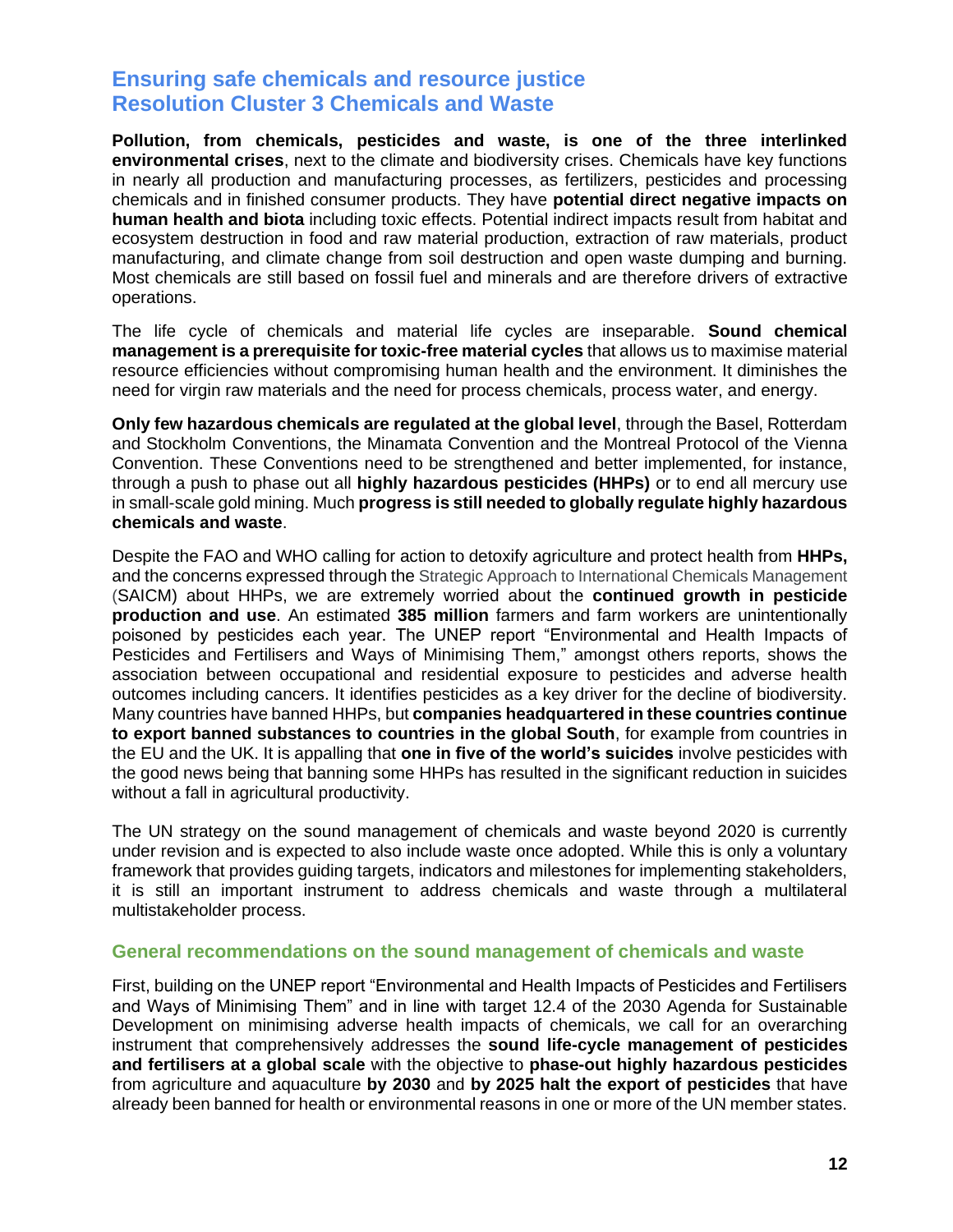## Ensuring safe chemicals and resource justice
## Resolution Cluster 3 Chemicals and Waste

**Pollution, from chemicals, pesticides and waste, is one of the three interlinked environmental crises**, next to the climate and biodiversity crises. Chemicals have key functions in nearly all production and manufacturing processes, as fertilizers, pesticides and processing chemicals and in finished consumer products. They have **potential direct negative impacts on human health and biota** including toxic effects. Potential indirect impacts result from habitat and ecosystem destruction in food and raw material production, extraction of raw materials, product manufacturing, and climate change from soil destruction and open waste dumping and burning. Most chemicals are still based on fossil fuel and minerals and are therefore drivers of extractive operations.

The life cycle of chemicals and material life cycles are inseparable. **Sound chemical management is a prerequisite for toxic-free material cycles** that allows us to maximise material resource efficiencies without compromising human health and the environment. It diminishes the need for virgin raw materials and the need for process chemicals, process water, and energy.

**Only few hazardous chemicals are regulated at the global level**, through the Basel, Rotterdam and Stockholm Conventions, the Minamata Convention and the Montreal Protocol of the Vienna Convention. These Conventions need to be strengthened and better implemented, for instance, through a push to phase out all **highly hazardous pesticides (HHPs)** or to end all mercury use in small-scale gold mining. Much **progress is still needed to globally regulate highly hazardous chemicals and waste**.

Despite the FAO and WHO calling for action to detoxify agriculture and protect health from **HHPs,** and the concerns expressed through the Strategic Approach to International Chemicals Management (SAICM) about HHPs, we are extremely worried about the **continued growth in pesticide production and use**. An estimated **385 million** farmers and farm workers are unintentionally poisoned by pesticides each year. The UNEP report "Environmental and Health Impacts of Pesticides and Fertilisers and Ways of Minimising Them," amongst others reports, shows the association between occupational and residential exposure to pesticides and adverse health outcomes including cancers. It identifies pesticides as a key driver for the decline of biodiversity. Many countries have banned HHPs, but **companies headquartered in these countries continue to export banned substances to countries in the global South**, for example from countries in the EU and the UK. It is appalling that **one in five of the world's suicides** involve pesticides with the good news being that banning some HHPs has resulted in the significant reduction in suicides without a fall in agricultural productivity.

The UN strategy on the sound management of chemicals and waste beyond 2020 is currently under revision and is expected to also include waste once adopted. While this is only a voluntary framework that provides guiding targets, indicators and milestones for implementing stakeholders, it is still an important instrument to address chemicals and waste through a multilateral multistakeholder process.

### General recommendations on the sound management of chemicals and waste

First, building on the UNEP report "Environmental and Health Impacts of Pesticides and Fertilisers and Ways of Minimising Them" and in line with target 12.4 of the 2030 Agenda for Sustainable Development on minimising adverse health impacts of chemicals, we call for an overarching instrument that comprehensively addresses the **sound life-cycle management of pesticides and fertilisers at a global scale** with the objective to **phase-out highly hazardous pesticides** from agriculture and aquaculture **by 2030** and **by 2025 halt the export of pesticides** that have already been banned for health or environmental reasons in one or more of the UN member states.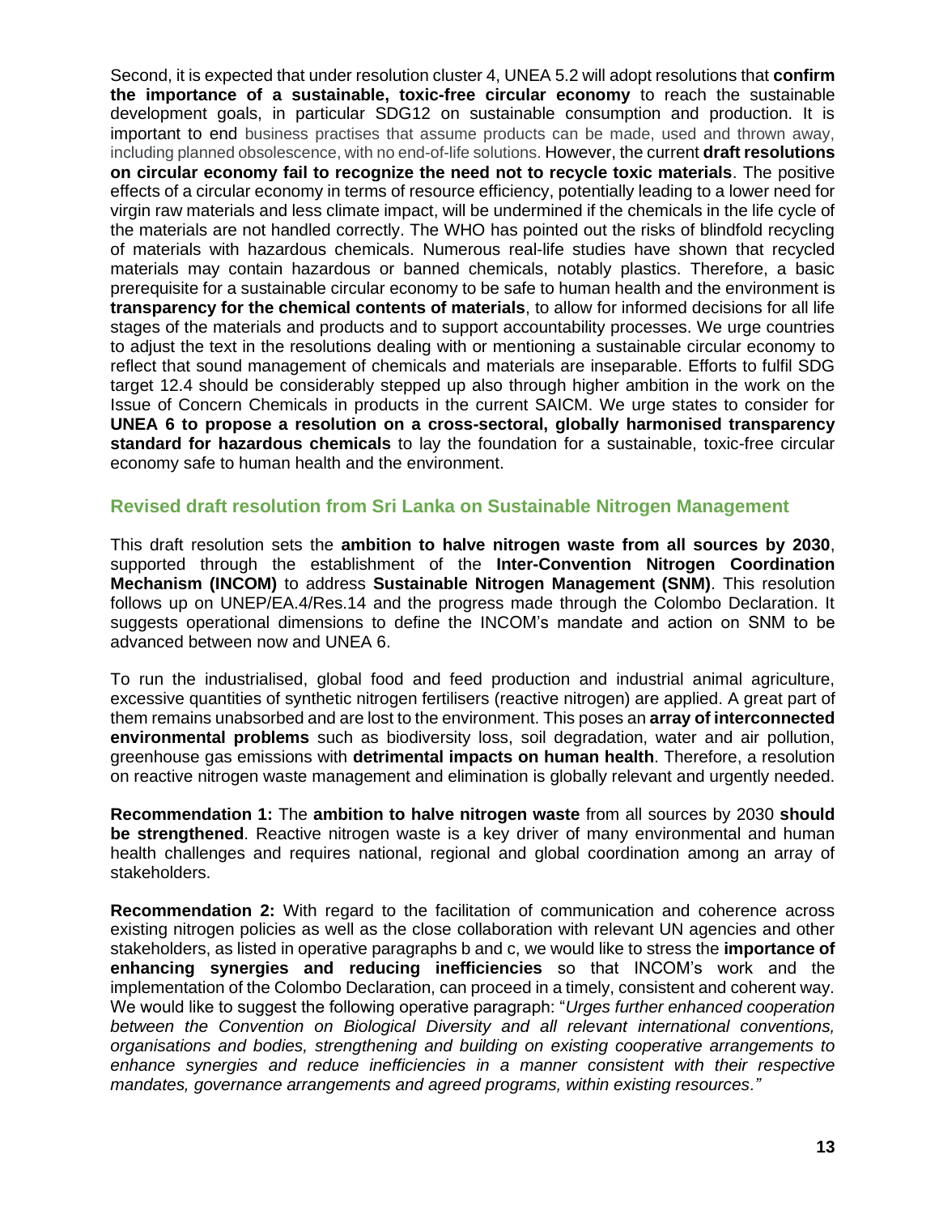Second, it is expected that under resolution cluster 4, UNEA 5.2 will adopt resolutions that **confirm the importance of a sustainable, toxic-free circular economy** to reach the sustainable development goals, in particular SDG12 on sustainable consumption and production. It is important to end business practises that assume products can be made, used and thrown away, including planned obsolescence, with no end-of-life solutions. However, the current **draft resolutions on circular economy fail to recognize the need not to recycle toxic materials**. The positive effects of a circular economy in terms of resource efficiency, potentially leading to a lower need for virgin raw materials and less climate impact, will be undermined if the chemicals in the life cycle of the materials are not handled correctly. The WHO has pointed out the risks of blindfold recycling of materials with hazardous chemicals. Numerous real-life studies have shown that recycled materials may contain hazardous or banned chemicals, notably plastics. Therefore, a basic prerequisite for a sustainable circular economy to be safe to human health and the environment is **transparency for the chemical contents of materials**, to allow for informed decisions for all life stages of the materials and products and to support accountability processes. We urge countries to adjust the text in the resolutions dealing with or mentioning a sustainable circular economy to reflect that sound management of chemicals and materials are inseparable. Efforts to fulfil SDG target 12.4 should be considerably stepped up also through higher ambition in the work on the Issue of Concern Chemicals in products in the current SAICM. We urge states to consider for **UNEA 6 to propose a resolution on a cross-sectoral, globally harmonised transparency standard for hazardous chemicals** to lay the foundation for a sustainable, toxic-free circular economy safe to human health and the environment.

## Revised draft resolution from Sri Lanka on Sustainable Nitrogen Management

This draft resolution sets the **ambition to halve nitrogen waste from all sources by 2030**, supported through the establishment of the **Inter-Convention Nitrogen Coordination Mechanism (INCOM)** to address **Sustainable Nitrogen Management (SNM)**. This resolution follows up on UNEP/EA.4/Res.14 and the progress made through the Colombo Declaration. It suggests operational dimensions to define the INCOM's mandate and action on SNM to be advanced between now and UNEA 6.

To run the industrialised, global food and feed production and industrial animal agriculture, excessive quantities of synthetic nitrogen fertilisers (reactive nitrogen) are applied. A great part of them remains unabsorbed and are lost to the environment. This poses an **array of interconnected environmental problems** such as biodiversity loss, soil degradation, water and air pollution, greenhouse gas emissions with **detrimental impacts on human health**. Therefore, a resolution on reactive nitrogen waste management and elimination is globally relevant and urgently needed.

**Recommendation 1:** The **ambition to halve nitrogen waste** from all sources by 2030 **should be strengthened**. Reactive nitrogen waste is a key driver of many environmental and human health challenges and requires national, regional and global coordination among an array of stakeholders.

**Recommendation 2:** With regard to the facilitation of communication and coherence across existing nitrogen policies as well as the close collaboration with relevant UN agencies and other stakeholders, as listed in operative paragraphs b and c, we would like to stress the **importance of enhancing synergies and reducing inefficiencies** so that INCOM's work and the implementation of the Colombo Declaration, can proceed in a timely, consistent and coherent way. We would like to suggest the following operative paragraph: "*Urges further enhanced cooperation between the Convention on Biological Diversity and all relevant international conventions, organisations and bodies, strengthening and building on existing cooperative arrangements to enhance synergies and reduce inefficiencies in a manner consistent with their respective mandates, governance arrangements and agreed programs, within existing resources."*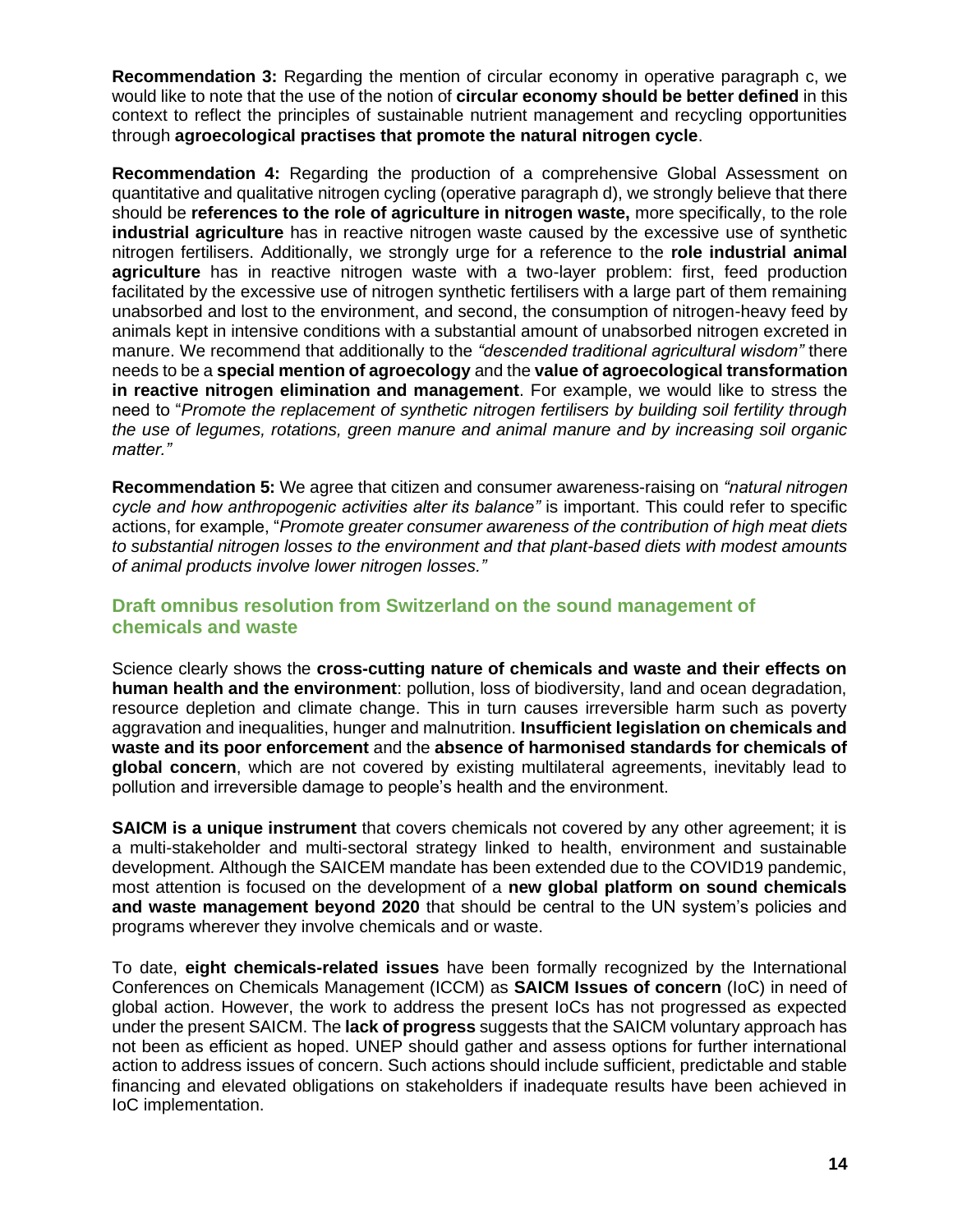**Recommendation 3:** Regarding the mention of circular economy in operative paragraph c, we would like to note that the use of the notion of **circular economy should be better defined** in this context to reflect the principles of sustainable nutrient management and recycling opportunities through **agroecological practises that promote the natural nitrogen cycle**.

**Recommendation 4:** Regarding the production of a comprehensive Global Assessment on quantitative and qualitative nitrogen cycling (operative paragraph d), we strongly believe that there should be **references to the role of agriculture in nitrogen waste,** more specifically, to the role **industrial agriculture** has in reactive nitrogen waste caused by the excessive use of synthetic nitrogen fertilisers. Additionally, we strongly urge for a reference to the **role industrial animal agriculture** has in reactive nitrogen waste with a two-layer problem: first, feed production facilitated by the excessive use of nitrogen synthetic fertilisers with a large part of them remaining unabsorbed and lost to the environment, and second, the consumption of nitrogen-heavy feed by animals kept in intensive conditions with a substantial amount of unabsorbed nitrogen excreted in manure. We recommend that additionally to the *"descended traditional agricultural wisdom"* there needs to be a **special mention of agroecology** and the **value of agroecological transformation in reactive nitrogen elimination and management**. For example, we would like to stress the need to "*Promote the replacement of synthetic nitrogen fertilisers by building soil fertility through the use of legumes, rotations, green manure and animal manure and by increasing soil organic matter."*

**Recommendation 5:** We agree that citizen and consumer awareness-raising on *"natural nitrogen cycle and how anthropogenic activities alter its balance"* is important. This could refer to specific actions, for example, "*Promote greater consumer awareness of the contribution of high meat diets to substantial nitrogen losses to the environment and that plant-based diets with modest amounts of animal products involve lower nitrogen losses."*

## Draft omnibus resolution from Switzerland on the sound management of chemicals and waste

Science clearly shows the **cross-cutting nature of chemicals and waste and their effects on human health and the environment**: pollution, loss of biodiversity, land and ocean degradation, resource depletion and climate change. This in turn causes irreversible harm such as poverty aggravation and inequalities, hunger and malnutrition. **Insufficient legislation on chemicals and waste and its poor enforcement** and the **absence of harmonised standards for chemicals of global concern**, which are not covered by existing multilateral agreements, inevitably lead to pollution and irreversible damage to people's health and the environment.

**SAICM is a unique instrument** that covers chemicals not covered by any other agreement; it is a multi-stakeholder and multi-sectoral strategy linked to health, environment and sustainable development. Although the SAICEM mandate has been extended due to the COVID19 pandemic, most attention is focused on the development of a **new global platform on sound chemicals and waste management beyond 2020** that should be central to the UN system's policies and programs wherever they involve chemicals and or waste.

To date, **eight chemicals-related issues** have been formally recognized by the International Conferences on Chemicals Management (ICCM) as **SAICM Issues of concern** (IoC) in need of global action. However, the work to address the present IoCs has not progressed as expected under the present SAICM. The **lack of progress** suggests that the SAICM voluntary approach has not been as efficient as hoped. UNEP should gather and assess options for further international action to address issues of concern. Such actions should include sufficient, predictable and stable financing and elevated obligations on stakeholders if inadequate results have been achieved in IoC implementation.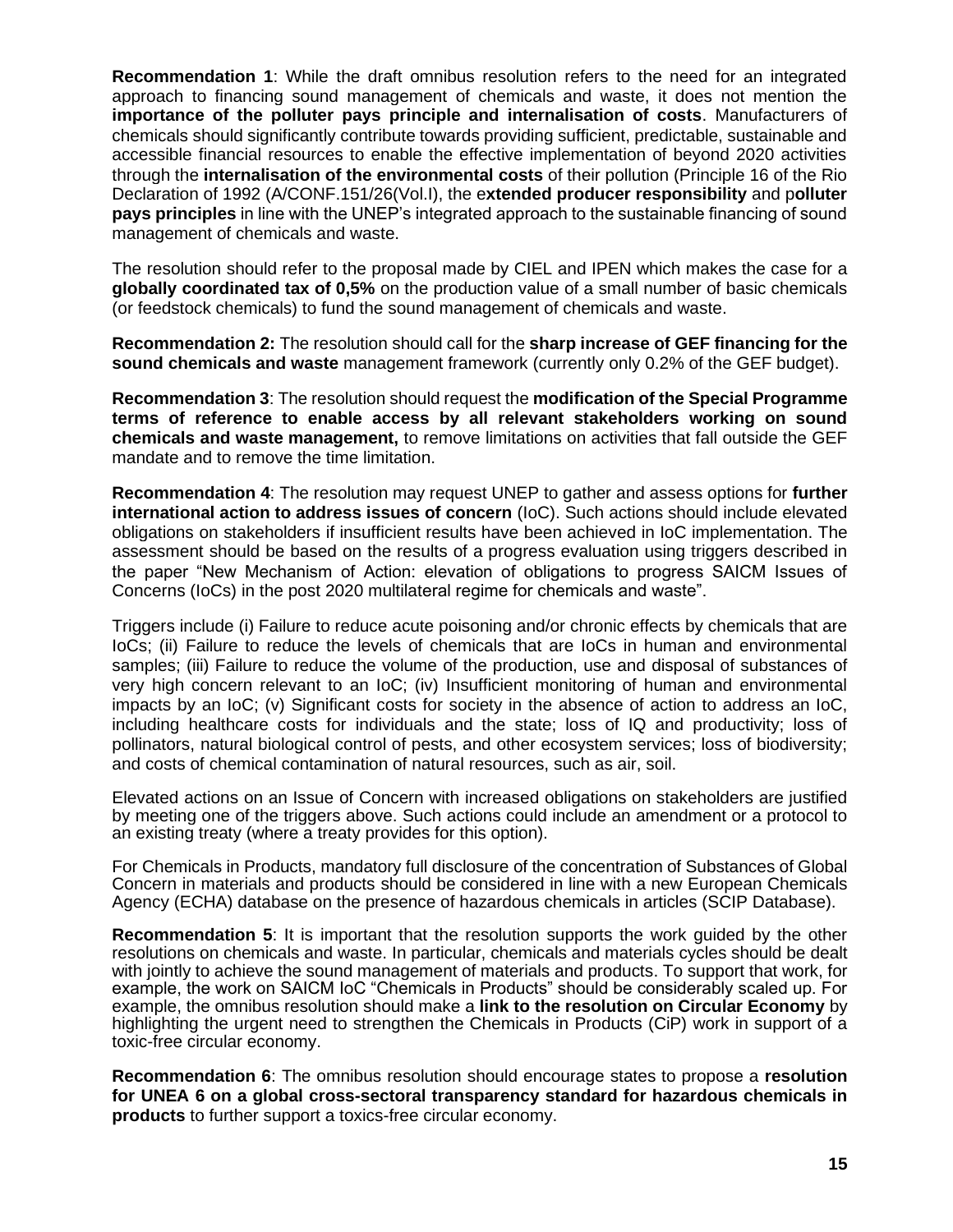**Recommendation 1**: While the draft omnibus resolution refers to the need for an integrated approach to financing sound management of chemicals and waste, it does not mention the **importance of the polluter pays principle and internalisation of costs**. Manufacturers of chemicals should significantly contribute towards providing sufficient, predictable, sustainable and accessible financial resources to enable the effective implementation of beyond 2020 activities through the **internalisation of the environmental costs** of their pollution (Principle 16 of the Rio Declaration of 1992 (A/CONF.151/26(Vol.I), the e**xtended producer responsibility** and p**olluter pays principles** in line with the UNEP's integrated approach to the sustainable financing of sound management of chemicals and waste.

The resolution should refer to the proposal made by CIEL and IPEN which makes the case for a **globally coordinated tax of 0,5%** on the production value of a small number of basic chemicals (or feedstock chemicals) to fund the sound management of chemicals and waste.

**Recommendation 2:** The resolution should call for the **sharp increase of GEF financing for the sound chemicals and waste** management framework (currently only 0.2% of the GEF budget).

**Recommendation 3**: The resolution should request the **modification of the Special Programme terms of reference to enable access by all relevant stakeholders working on sound chemicals and waste management,** to remove limitations on activities that fall outside the GEF mandate and to remove the time limitation.

**Recommendation 4**: The resolution may request UNEP to gather and assess options for **further international action to address issues of concern** (IoC). Such actions should include elevated obligations on stakeholders if insufficient results have been achieved in IoC implementation. The assessment should be based on the results of a progress evaluation using triggers described in the paper "New Mechanism of Action: elevation of obligations to progress SAICM Issues of Concerns (IoCs) in the post 2020 multilateral regime for chemicals and waste".

Triggers include (i) Failure to reduce acute poisoning and/or chronic effects by chemicals that are IoCs; (ii) Failure to reduce the levels of chemicals that are IoCs in human and environmental samples; (iii) Failure to reduce the volume of the production, use and disposal of substances of very high concern relevant to an IoC; (iv) Insufficient monitoring of human and environmental impacts by an IoC; (v) Significant costs for society in the absence of action to address an IoC, including healthcare costs for individuals and the state; loss of IQ and productivity; loss of pollinators, natural biological control of pests, and other ecosystem services; loss of biodiversity; and costs of chemical contamination of natural resources, such as air, soil.

Elevated actions on an Issue of Concern with increased obligations on stakeholders are justified by meeting one of the triggers above. Such actions could include an amendment or a protocol to an existing treaty (where a treaty provides for this option).

For Chemicals in Products, mandatory full disclosure of the concentration of Substances of Global Concern in materials and products should be considered in line with a new European Chemicals Agency (ECHA) database on the presence of hazardous chemicals in articles (SCIP Database).

**Recommendation 5**: It is important that the resolution supports the work guided by the other resolutions on chemicals and waste. In particular, chemicals and materials cycles should be dealt with jointly to achieve the sound management of materials and products. To support that work, for example, the work on SAICM IoC "Chemicals in Products" should be considerably scaled up. For example, the omnibus resolution should make a **link to the resolution on Circular Economy** by highlighting the urgent need to strengthen the Chemicals in Products (CiP) work in support of a toxic-free circular economy.

**Recommendation 6**: The omnibus resolution should encourage states to propose a **resolution for UNEA 6 on a global cross-sectoral transparency standard for hazardous chemicals in products** to further support a toxics-free circular economy.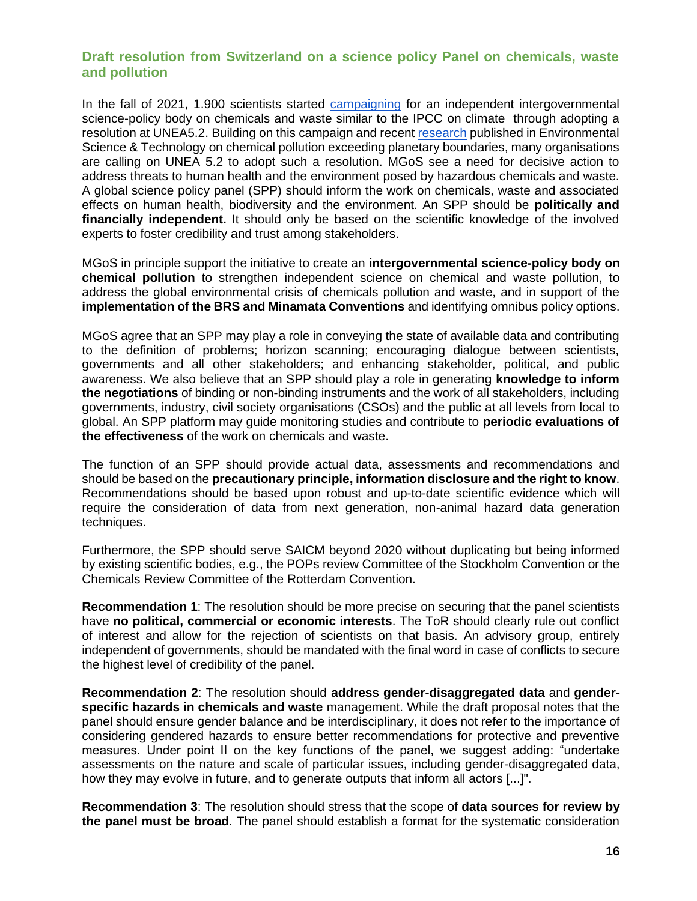### Draft resolution from Switzerland on a science policy Panel on chemicals, waste and pollution

In the fall of 2021, 1.900 scientists started campaigning for an independent intergovernmental science-policy body on chemicals and waste similar to the IPCC on climate through adopting a resolution at UNEA5.2. Building on this campaign and recent research published in Environmental Science & Technology on chemical pollution exceeding planetary boundaries, many organisations are calling on UNEA 5.2 to adopt such a resolution. MGoS see a need for decisive action to address threats to human health and the environment posed by hazardous chemicals and waste. A global science policy panel (SPP) should inform the work on chemicals, waste and associated effects on human health, biodiversity and the environment. An SPP should be **politically and financially independent.** It should only be based on the scientific knowledge of the involved experts to foster credibility and trust among stakeholders.

MGoS in principle support the initiative to create an **intergovernmental science-policy body on chemical pollution** to strengthen independent science on chemical and waste pollution, to address the global environmental crisis of chemicals pollution and waste, and in support of the **implementation of the BRS and Minamata Conventions** and identifying omnibus policy options.

MGoS agree that an SPP may play a role in conveying the state of available data and contributing to the definition of problems; horizon scanning; encouraging dialogue between scientists, governments and all other stakeholders; and enhancing stakeholder, political, and public awareness. We also believe that an SPP should play a role in generating **knowledge to inform the negotiations** of binding or non-binding instruments and the work of all stakeholders, including governments, industry, civil society organisations (CSOs) and the public at all levels from local to global. An SPP platform may guide monitoring studies and contribute to **periodic evaluations of the effectiveness** of the work on chemicals and waste.

The function of an SPP should provide actual data, assessments and recommendations and should be based on the **precautionary principle, information disclosure and the right to know**. Recommendations should be based upon robust and up-to-date scientific evidence which will require the consideration of data from next generation, non-animal hazard data generation techniques.

Furthermore, the SPP should serve SAICM beyond 2020 without duplicating but being informed by existing scientific bodies, e.g., the POPs review Committee of the Stockholm Convention or the Chemicals Review Committee of the Rotterdam Convention.

**Recommendation 1**: The resolution should be more precise on securing that the panel scientists have **no political, commercial or economic interests**. The ToR should clearly rule out conflict of interest and allow for the rejection of scientists on that basis. An advisory group, entirely independent of governments, should be mandated with the final word in case of conflicts to secure the highest level of credibility of the panel.

**Recommendation 2**: The resolution should **address gender-disaggregated data** and **gender-specific hazards in chemicals and waste** management. While the draft proposal notes that the panel should ensure gender balance and be interdisciplinary, it does not refer to the importance of considering gendered hazards to ensure better recommendations for protective and preventive measures. Under point II on the key functions of the panel, we suggest adding: "undertake assessments on the nature and scale of particular issues, including gender-disaggregated data, how they may evolve in future, and to generate outputs that inform all actors [...]".

**Recommendation 3**: The resolution should stress that the scope of **data sources for review by the panel must be broad**. The panel should establish a format for the systematic consideration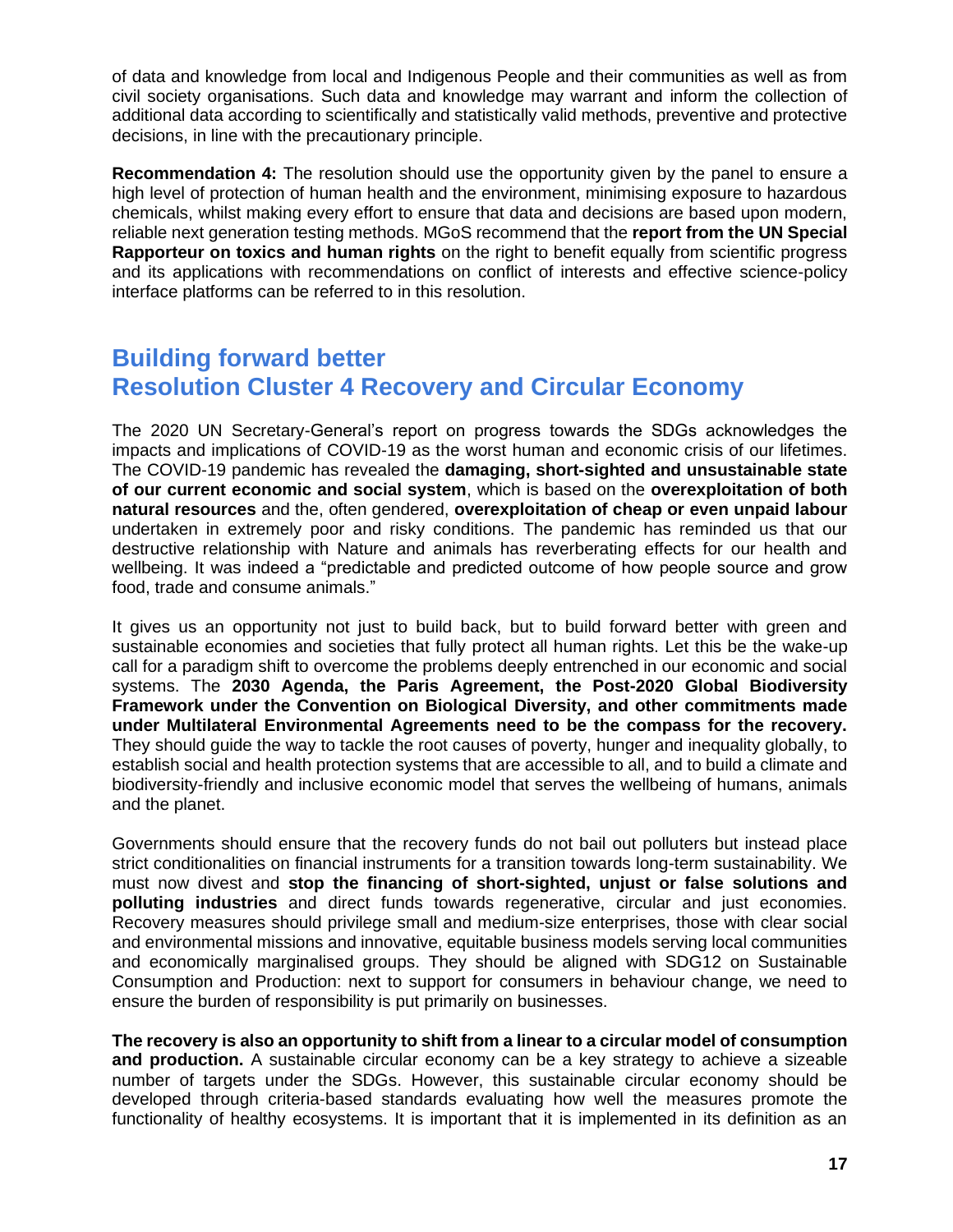of data and knowledge from local and Indigenous People and their communities as well as from civil society organisations. Such data and knowledge may warrant and inform the collection of additional data according to scientifically and statistically valid methods, preventive and protective decisions, in line with the precautionary principle.

**Recommendation 4:** The resolution should use the opportunity given by the panel to ensure a high level of protection of human health and the environment, minimising exposure to hazardous chemicals, whilst making every effort to ensure that data and decisions are based upon modern, reliable next generation testing methods. MGoS recommend that the **report from the UN Special Rapporteur on toxics and human rights** on the right to benefit equally from scientific progress and its applications with recommendations on conflict of interests and effective science-policy interface platforms can be referred to in this resolution.

## Building forward better
## Resolution Cluster 4 Recovery and Circular Economy

The 2020 UN Secretary-General's report on progress towards the SDGs acknowledges the impacts and implications of COVID-19 as the worst human and economic crisis of our lifetimes. The COVID-19 pandemic has revealed the **damaging, short-sighted and unsustainable state of our current economic and social system**, which is based on the **overexploitation of both natural resources** and the, often gendered, **overexploitation of cheap or even unpaid labour** undertaken in extremely poor and risky conditions. The pandemic has reminded us that our destructive relationship with Nature and animals has reverberating effects for our health and wellbeing. It was indeed a "predictable and predicted outcome of how people source and grow food, trade and consume animals."

It gives us an opportunity not just to build back, but to build forward better with green and sustainable economies and societies that fully protect all human rights. Let this be the wake-up call for a paradigm shift to overcome the problems deeply entrenched in our economic and social systems. The **2030 Agenda, the Paris Agreement, the Post-2020 Global Biodiversity Framework under the Convention on Biological Diversity, and other commitments made under Multilateral Environmental Agreements need to be the compass for the recovery.** They should guide the way to tackle the root causes of poverty, hunger and inequality globally, to establish social and health protection systems that are accessible to all, and to build a climate and biodiversity-friendly and inclusive economic model that serves the wellbeing of humans, animals and the planet.

Governments should ensure that the recovery funds do not bail out polluters but instead place strict conditionalities on financial instruments for a transition towards long-term sustainability. We must now divest and **stop the financing of short-sighted, unjust or false solutions and polluting industries** and direct funds towards regenerative, circular and just economies. Recovery measures should privilege small and medium-size enterprises, those with clear social and environmental missions and innovative, equitable business models serving local communities and economically marginalised groups. They should be aligned with SDG12 on Sustainable Consumption and Production: next to support for consumers in behaviour change, we need to ensure the burden of responsibility is put primarily on businesses.

**The recovery is also an opportunity to shift from a linear to a circular model of consumption and production.** A sustainable circular economy can be a key strategy to achieve a sizeable number of targets under the SDGs. However, this sustainable circular economy should be developed through criteria-based standards evaluating how well the measures promote the functionality of healthy ecosystems. It is important that it is implemented in its definition as an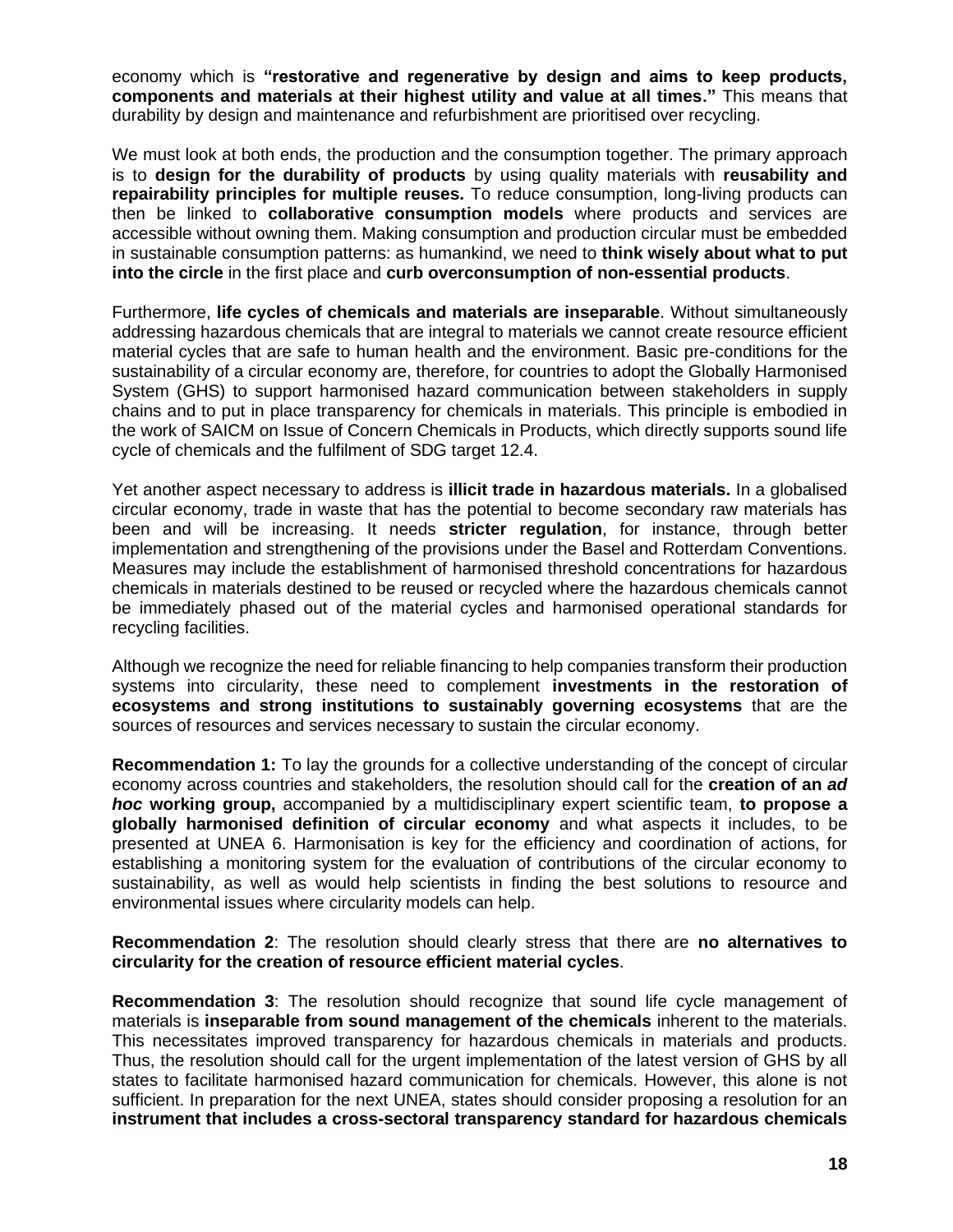economy which is **"restorative and regenerative by design and aims to keep products, components and materials at their highest utility and value at all times."** This means that durability by design and maintenance and refurbishment are prioritised over recycling.

We must look at both ends, the production and the consumption together. The primary approach is to **design for the durability of products** by using quality materials with **reusability and repairability principles for multiple reuses.** To reduce consumption, long-living products can then be linked to **collaborative consumption models** where products and services are accessible without owning them. Making consumption and production circular must be embedded in sustainable consumption patterns: as humankind, we need to **think wisely about what to put into the circle** in the first place and **curb overconsumption of non-essential products**.

Furthermore, **life cycles of chemicals and materials are inseparable**. Without simultaneously addressing hazardous chemicals that are integral to materials we cannot create resource efficient material cycles that are safe to human health and the environment. Basic pre-conditions for the sustainability of a circular economy are, therefore, for countries to adopt the Globally Harmonised System (GHS) to support harmonised hazard communication between stakeholders in supply chains and to put in place transparency for chemicals in materials. This principle is embodied in the work of SAICM on Issue of Concern Chemicals in Products, which directly supports sound life cycle of chemicals and the fulfilment of SDG target 12.4.

Yet another aspect necessary to address is **illicit trade in hazardous materials.** In a globalised circular economy, trade in waste that has the potential to become secondary raw materials has been and will be increasing. It needs **stricter regulation**, for instance, through better implementation and strengthening of the provisions under the Basel and Rotterdam Conventions. Measures may include the establishment of harmonised threshold concentrations for hazardous chemicals in materials destined to be reused or recycled where the hazardous chemicals cannot be immediately phased out of the material cycles and harmonised operational standards for recycling facilities.

Although we recognize the need for reliable financing to help companies transform their production systems into circularity, these need to complement **investments in the restoration of ecosystems and strong institutions to sustainably governing ecosystems** that are the sources of resources and services necessary to sustain the circular economy.

**Recommendation 1:** To lay the grounds for a collective understanding of the concept of circular economy across countries and stakeholders, the resolution should call for the **creation of an *ad hoc* working group,** accompanied by a multidisciplinary expert scientific team, **to propose a globally harmonised definition of circular economy** and what aspects it includes, to be presented at UNEA 6. Harmonisation is key for the efficiency and coordination of actions, for establishing a monitoring system for the evaluation of contributions of the circular economy to sustainability, as well as would help scientists in finding the best solutions to resource and environmental issues where circularity models can help.

**Recommendation 2**: The resolution should clearly stress that there are **no alternatives to circularity for the creation of resource efficient material cycles**.

**Recommendation 3**: The resolution should recognize that sound life cycle management of materials is **inseparable from sound management of the chemicals** inherent to the materials. This necessitates improved transparency for hazardous chemicals in materials and products. Thus, the resolution should call for the urgent implementation of the latest version of GHS by all states to facilitate harmonised hazard communication for chemicals. However, this alone is not sufficient. In preparation for the next UNEA, states should consider proposing a resolution for an **instrument that includes a cross-sectoral transparency standard for hazardous chemicals**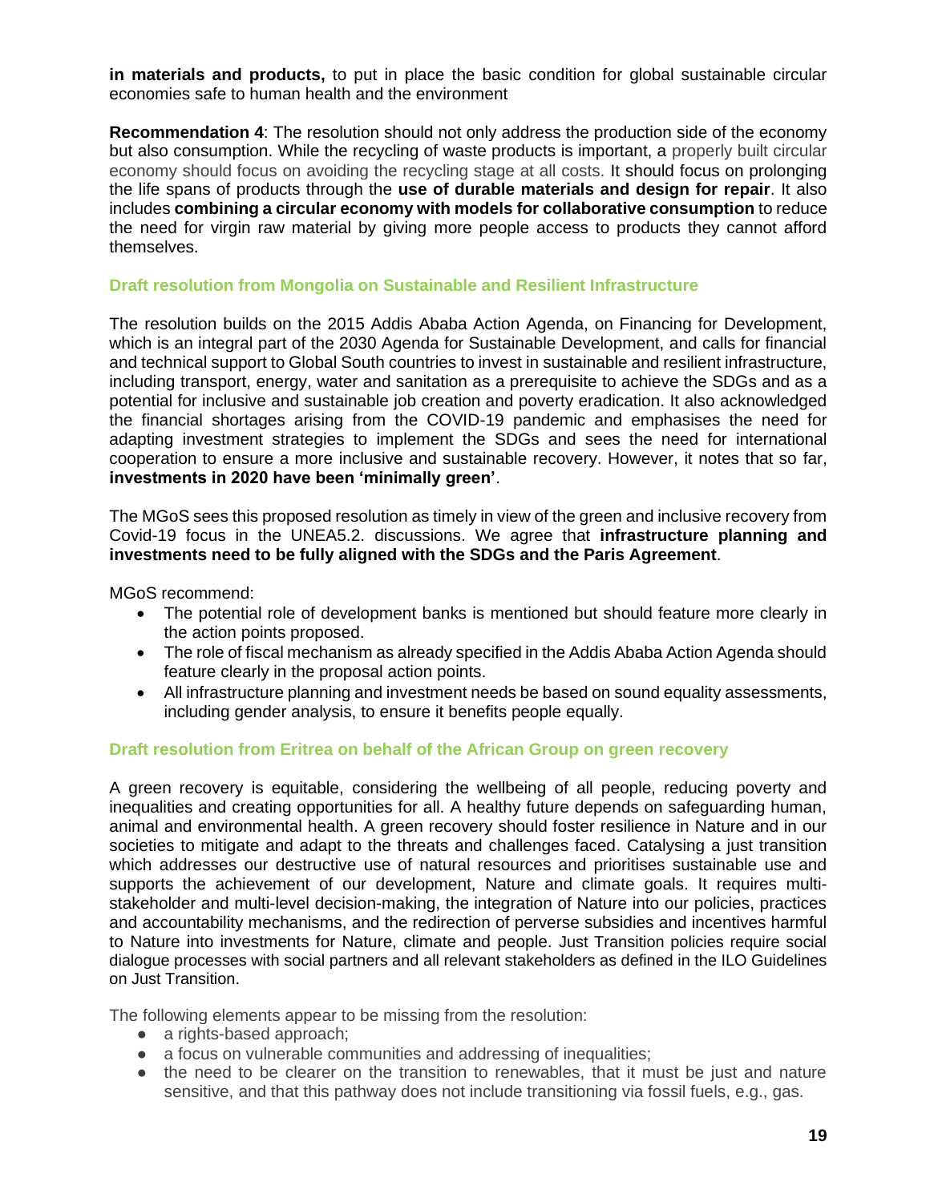**in materials and products,** to put in place the basic condition for global sustainable circular economies safe to human health and the environment

**Recommendation 4**: The resolution should not only address the production side of the economy but also consumption. While the recycling of waste products is important, a properly built circular economy should focus on avoiding the recycling stage at all costs. It should focus on prolonging the life spans of products through the **use of durable materials and design for repair**. It also includes **combining a circular economy with models for collaborative consumption** to reduce the need for virgin raw material by giving more people access to products they cannot afford themselves.

### Draft resolution from Mongolia on Sustainable and Resilient Infrastructure

The resolution builds on the 2015 Addis Ababa Action Agenda, on Financing for Development, which is an integral part of the 2030 Agenda for Sustainable Development, and calls for financial and technical support to Global South countries to invest in sustainable and resilient infrastructure, including transport, energy, water and sanitation as a prerequisite to achieve the SDGs and as a potential for inclusive and sustainable job creation and poverty eradication. It also acknowledged the financial shortages arising from the COVID-19 pandemic and emphasises the need for adapting investment strategies to implement the SDGs and sees the need for international cooperation to ensure a more inclusive and sustainable recovery. However, it notes that so far, **investments in 2020 have been 'minimally green'**.

The MGoS sees this proposed resolution as timely in view of the green and inclusive recovery from Covid-19 focus in the UNEA5.2. discussions. We agree that **infrastructure planning and investments need to be fully aligned with the SDGs and the Paris Agreement**.

MGoS recommend:

- The potential role of development banks is mentioned but should feature more clearly in the action points proposed.
- The role of fiscal mechanism as already specified in the Addis Ababa Action Agenda should feature clearly in the proposal action points.
- All infrastructure planning and investment needs be based on sound equality assessments, including gender analysis, to ensure it benefits people equally.

### Draft resolution from Eritrea on behalf of the African Group on green recovery

A green recovery is equitable, considering the wellbeing of all people, reducing poverty and inequalities and creating opportunities for all. A healthy future depends on safeguarding human, animal and environmental health. A green recovery should foster resilience in Nature and in our societies to mitigate and adapt to the threats and challenges faced. Catalysing a just transition which addresses our destructive use of natural resources and prioritises sustainable use and supports the achievement of our development, Nature and climate goals. It requires multi-stakeholder and multi-level decision-making, the integration of Nature into our policies, practices and accountability mechanisms, and the redirection of perverse subsidies and incentives harmful to Nature into investments for Nature, climate and people. Just Transition policies require social dialogue processes with social partners and all relevant stakeholders as defined in the ILO Guidelines on Just Transition.

The following elements appear to be missing from the resolution:

- a rights-based approach;
- a focus on vulnerable communities and addressing of inequalities;
- the need to be clearer on the transition to renewables, that it must be just and nature sensitive, and that this pathway does not include transitioning via fossil fuels, e.g., gas.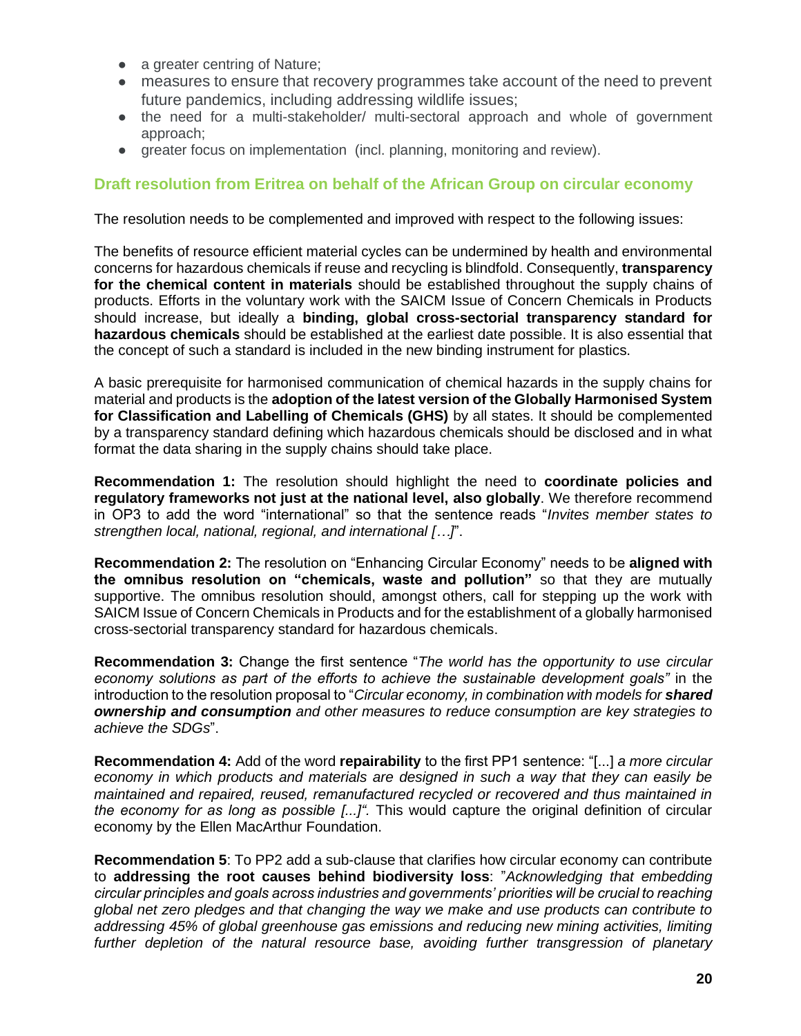- a greater centring of Nature;
- measures to ensure that recovery programmes take account of the need to prevent future pandemics, including addressing wildlife issues;
- the need for a multi-stakeholder/ multi-sectoral approach and whole of government approach;
- greater focus on implementation (incl. planning, monitoring and review).

### Draft resolution from Eritrea on behalf of the African Group on circular economy

The resolution needs to be complemented and improved with respect to the following issues:

The benefits of resource efficient material cycles can be undermined by health and environmental concerns for hazardous chemicals if reuse and recycling is blindfold. Consequently, **transparency for the chemical content in materials** should be established throughout the supply chains of products. Efforts in the voluntary work with the SAICM Issue of Concern Chemicals in Products should increase, but ideally a **binding, global cross-sectorial transparency standard for hazardous chemicals** should be established at the earliest date possible. It is also essential that the concept of such a standard is included in the new binding instrument for plastics.

A basic prerequisite for harmonised communication of chemical hazards in the supply chains for material and products is the **adoption of the latest version of the Globally Harmonised System for Classification and Labelling of Chemicals (GHS)** by all states. It should be complemented by a transparency standard defining which hazardous chemicals should be disclosed and in what format the data sharing in the supply chains should take place.

**Recommendation 1:** The resolution should highlight the need to **coordinate policies and regulatory frameworks not just at the national level, also globally**. We therefore recommend in OP3 to add the word "international" so that the sentence reads "*Invites member states to strengthen local, national, regional, and international […]*".

**Recommendation 2:** The resolution on "Enhancing Circular Economy" needs to be **aligned with the omnibus resolution on "chemicals, waste and pollution"** so that they are mutually supportive. The omnibus resolution should, amongst others, call for stepping up the work with SAICM Issue of Concern Chemicals in Products and for the establishment of a globally harmonised cross-sectorial transparency standard for hazardous chemicals.

**Recommendation 3:** Change the first sentence "*The world has the opportunity to use circular economy solutions as part of the efforts to achieve the sustainable development goals"* in the introduction to the resolution proposal to "*Circular economy, in combination with models for **shared ownership and consumption** and other measures to reduce consumption are key strategies to achieve the SDGs*".

**Recommendation 4:** Add of the word **repairability** to the first PP1 sentence: "[...] *a more circular economy in which products and materials are designed in such a way that they can easily be maintained and repaired, reused, remanufactured recycled or recovered and thus maintained in the economy for as long as possible [...]".* This would capture the original definition of circular economy by the Ellen MacArthur Foundation.

**Recommendation 5**: To PP2 add a sub-clause that clarifies how circular economy can contribute to **addressing the root causes behind biodiversity loss**: "*Acknowledging that embedding circular principles and goals across industries and governments' priorities will be crucial to reaching global net zero pledges and that changing the way we make and use products can contribute to addressing 45% of global greenhouse gas emissions and reducing new mining activities, limiting further depletion of the natural resource base, avoiding further transgression of planetary*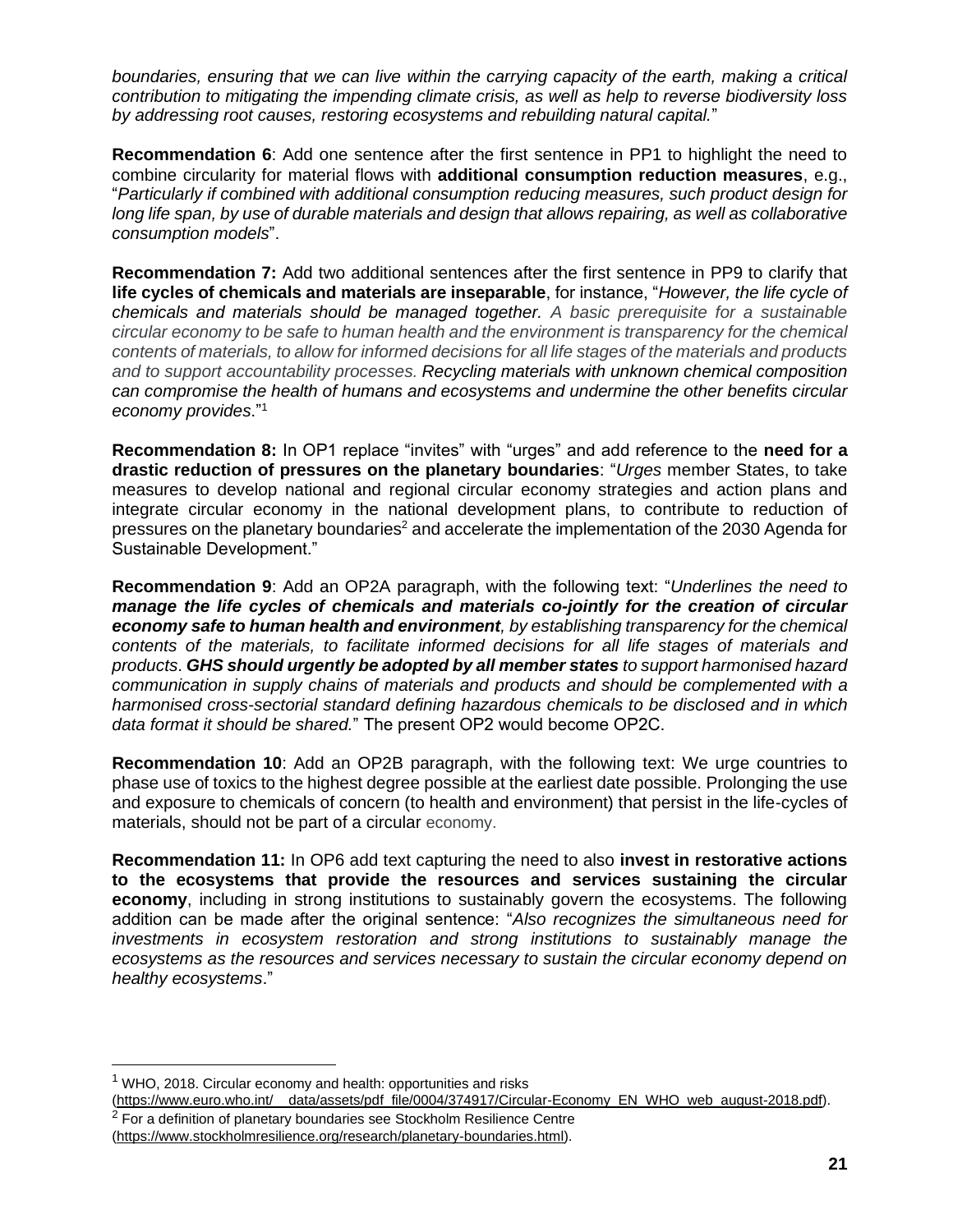*boundaries, ensuring that we can live within the carrying capacity of the earth, making a critical contribution to mitigating the impending climate crisis, as well as help to reverse biodiversity loss by addressing root causes, restoring ecosystems and rebuilding natural capital.*"

**Recommendation 6**: Add one sentence after the first sentence in PP1 to highlight the need to combine circularity for material flows with **additional consumption reduction measures**, e.g., "*Particularly if combined with additional consumption reducing measures, such product design for long life span, by use of durable materials and design that allows repairing, as well as collaborative consumption models*".

**Recommendation 7:** Add two additional sentences after the first sentence in PP9 to clarify that **life cycles of chemicals and materials are inseparable**, for instance, "*However, the life cycle of chemicals and materials should be managed together. A basic prerequisite for a sustainable circular economy to be safe to human health and the environment is transparency for the chemical contents of materials, to allow for informed decisions for all life stages of the materials and products and to support accountability processes. Recycling materials with unknown chemical composition can compromise the health of humans and ecosystems and undermine the other benefits circular economy provides.*"[1]

**Recommendation 8:** In OP1 replace "invites" with "urges" and add reference to the **need for a drastic reduction of pressures on the planetary boundaries**: "*Urges* member States, to take measures to develop national and regional circular economy strategies and action plans and integrate circular economy in the national development plans, to contribute to reduction of pressures on the planetary boundaries[2] and accelerate the implementation of the 2030 Agenda for Sustainable Development."

**Recommendation 9**: Add an OP2A paragraph, with the following text: "*Underlines the need to **manage the life cycles of chemicals and materials co-jointly for the creation of circular economy safe to human health and environment**, by establishing transparency for the chemical contents of the materials, to facilitate informed decisions for all life stages of materials and products*. ***GHS should urgently be adopted by all member states** to support harmonised hazard communication in supply chains of materials and products and should be complemented with a harmonised cross-sectorial standard defining hazardous chemicals to be disclosed and in which data format it should be shared.*" The present OP2 would become OP2C.

**Recommendation 10**: Add an OP2B paragraph, with the following text: We urge countries to phase use of toxics to the highest degree possible at the earliest date possible. Prolonging the use and exposure to chemicals of concern (to health and environment) that persist in the life-cycles of materials, should not be part of a circular economy.

**Recommendation 11:** In OP6 add text capturing the need to also **invest in restorative actions to the ecosystems that provide the resources and services sustaining the circular economy**, including in strong institutions to sustainably govern the ecosystems. The following addition can be made after the original sentence: "*Also recognizes the simultaneous need for investments in ecosystem restoration and strong institutions to sustainably manage the ecosystems as the resources and services necessary to sustain the circular economy depend on healthy ecosystems*."

---

[1] WHO, 2018. Circular economy and health: opportunities and risks (https://www.euro.who.int/__data/assets/pdf_file/0004/374917/Circular-Economy_EN_WHO_web_august-2018.pdf).

[2] For a definition of planetary boundaries see Stockholm Resilience Centre (https://www.stockholmresilience.org/research/planetary-boundaries.html).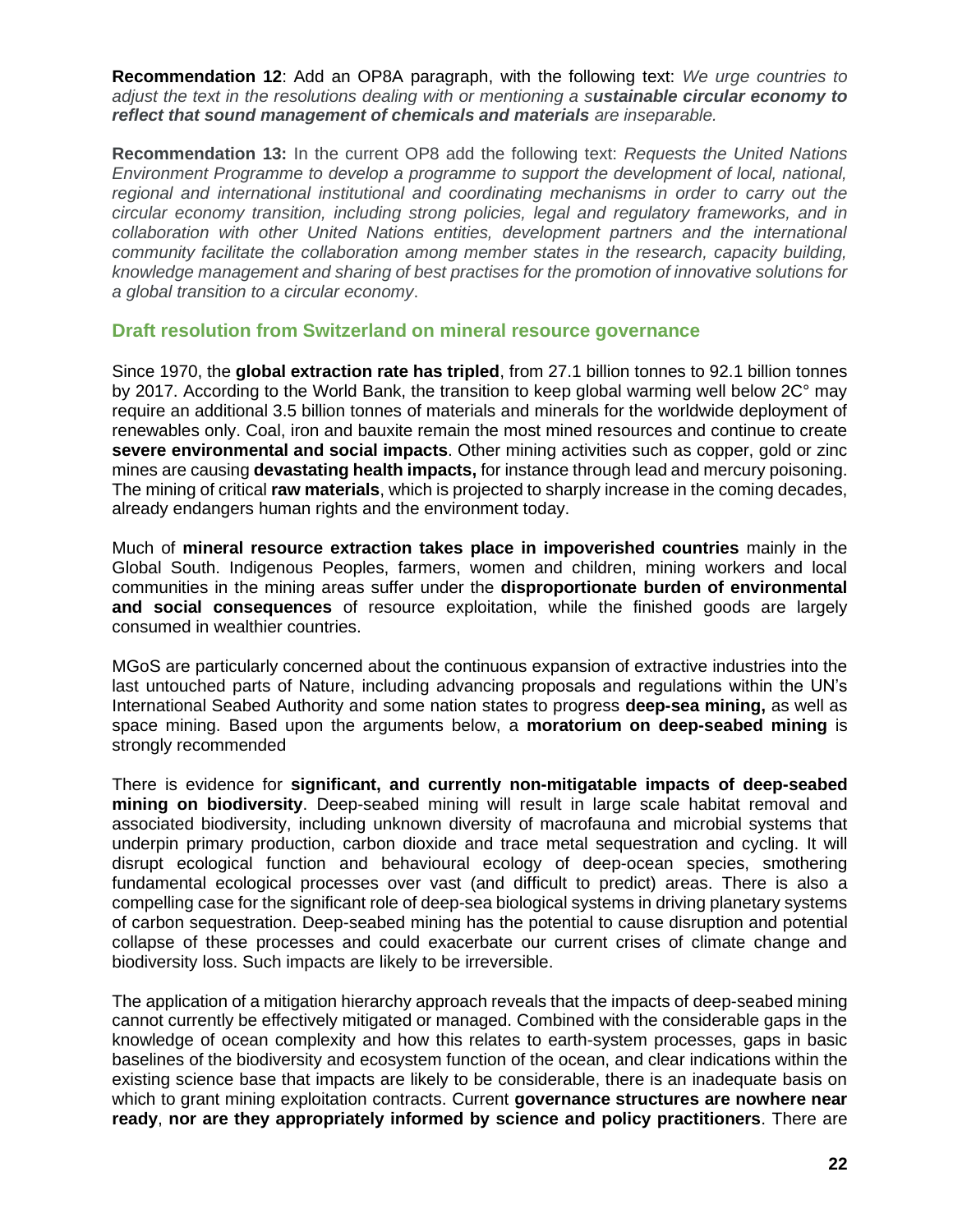**Recommendation 12**: Add an OP8A paragraph, with the following text: *We urge countries to adjust the text in the resolutions dealing with or mentioning a s**ustainable circular economy to reflect that sound management of chemicals and materials** are inseparable.*

**Recommendation 13:** In the current OP8 add the following text: *Requests the United Nations Environment Programme to develop a programme to support the development of local, national, regional and international institutional and coordinating mechanisms in order to carry out the circular economy transition, including strong policies, legal and regulatory frameworks, and in collaboration with other United Nations entities, development partners and the international community facilitate the collaboration among member states in the research, capacity building, knowledge management and sharing of best practises for the promotion of innovative solutions for a global transition to a circular economy*.

## Draft resolution from Switzerland on mineral resource governance

Since 1970, the **global extraction rate has tripled**, from 27.1 billion tonnes to 92.1 billion tonnes by 2017. According to the World Bank, the transition to keep global warming well below 2C° may require an additional 3.5 billion tonnes of materials and minerals for the worldwide deployment of renewables only. Coal, iron and bauxite remain the most mined resources and continue to create **severe environmental and social impacts**. Other mining activities such as copper, gold or zinc mines are causing **devastating health impacts,** for instance through lead and mercury poisoning. The mining of critical **raw materials**, which is projected to sharply increase in the coming decades, already endangers human rights and the environment today.

Much of **mineral resource extraction takes place in impoverished countries** mainly in the Global South. Indigenous Peoples, farmers, women and children, mining workers and local communities in the mining areas suffer under the **disproportionate burden of environmental and social consequences** of resource exploitation, while the finished goods are largely consumed in wealthier countries.

MGoS are particularly concerned about the continuous expansion of extractive industries into the last untouched parts of Nature, including advancing proposals and regulations within the UN's International Seabed Authority and some nation states to progress **deep-sea mining,** as well as space mining. Based upon the arguments below, a **moratorium on deep-seabed mining** is strongly recommended

There is evidence for **significant, and currently non-mitigatable impacts of deep-seabed mining on biodiversity**. Deep-seabed mining will result in large scale habitat removal and associated biodiversity, including unknown diversity of macrofauna and microbial systems that underpin primary production, carbon dioxide and trace metal sequestration and cycling. It will disrupt ecological function and behavioural ecology of deep-ocean species, smothering fundamental ecological processes over vast (and difficult to predict) areas. There is also a compelling case for the significant role of deep-sea biological systems in driving planetary systems of carbon sequestration. Deep-seabed mining has the potential to cause disruption and potential collapse of these processes and could exacerbate our current crises of climate change and biodiversity loss. Such impacts are likely to be irreversible.

The application of a mitigation hierarchy approach reveals that the impacts of deep-seabed mining cannot currently be effectively mitigated or managed. Combined with the considerable gaps in the knowledge of ocean complexity and how this relates to earth-system processes, gaps in basic baselines of the biodiversity and ecosystem function of the ocean, and clear indications within the existing science base that impacts are likely to be considerable, there is an inadequate basis on which to grant mining exploitation contracts. Current **governance structures are nowhere near ready**, **nor are they appropriately informed by science and policy practitioners**. There are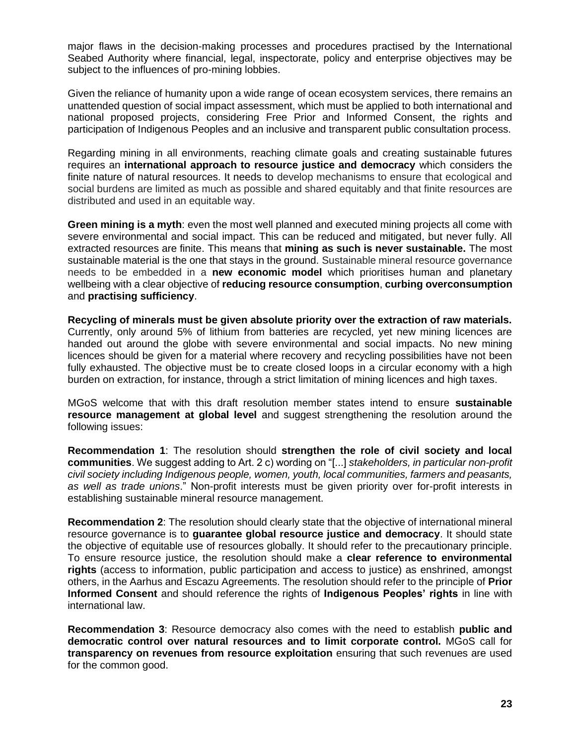major flaws in the decision-making processes and procedures practised by the International Seabed Authority where financial, legal, inspectorate, policy and enterprise objectives may be subject to the influences of pro-mining lobbies.

Given the reliance of humanity upon a wide range of ocean ecosystem services, there remains an unattended question of social impact assessment, which must be applied to both international and national proposed projects, considering Free Prior and Informed Consent, the rights and participation of Indigenous Peoples and an inclusive and transparent public consultation process.

Regarding mining in all environments, reaching climate goals and creating sustainable futures requires an **international approach to resource justice and democracy** which considers the finite nature of natural resources. It needs to develop mechanisms to ensure that ecological and social burdens are limited as much as possible and shared equitably and that finite resources are distributed and used in an equitable way.

**Green mining is a myth**: even the most well planned and executed mining projects all come with severe environmental and social impact. This can be reduced and mitigated, but never fully. All extracted resources are finite. This means that **mining as such is never sustainable.** The most sustainable material is the one that stays in the ground. Sustainable mineral resource governance needs to be embedded in a **new economic model** which prioritises human and planetary wellbeing with a clear objective of **reducing resource consumption**, **curbing overconsumption** and **practising sufficiency**.

**Recycling of minerals must be given absolute priority over the extraction of raw materials.** Currently, only around 5% of lithium from batteries are recycled, yet new mining licences are handed out around the globe with severe environmental and social impacts. No new mining licences should be given for a material where recovery and recycling possibilities have not been fully exhausted. The objective must be to create closed loops in a circular economy with a high burden on extraction, for instance, through a strict limitation of mining licences and high taxes.

MGoS welcome that with this draft resolution member states intend to ensure **sustainable resource management at global level** and suggest strengthening the resolution around the following issues:

**Recommendation 1**: The resolution should **strengthen the role of civil society and local communities**. We suggest adding to Art. 2 c) wording on "[...] *stakeholders, in particular non-profit civil society including Indigenous people, women, youth, local communities, farmers and peasants, as well as trade unions*." Non-profit interests must be given priority over for-profit interests in establishing sustainable mineral resource management.

**Recommendation 2**: The resolution should clearly state that the objective of international mineral resource governance is to **guarantee global resource justice and democracy**. It should state the objective of equitable use of resources globally. It should refer to the precautionary principle. To ensure resource justice, the resolution should make a **clear reference to environmental rights** (access to information, public participation and access to justice) as enshrined, amongst others, in the Aarhus and Escazu Agreements. The resolution should refer to the principle of **Prior Informed Consent** and should reference the rights of **Indigenous Peoples' rights** in line with international law.

**Recommendation 3**: Resource democracy also comes with the need to establish **public and democratic control over natural resources and to limit corporate control.** MGoS call for **transparency on revenues from resource exploitation** ensuring that such revenues are used for the common good.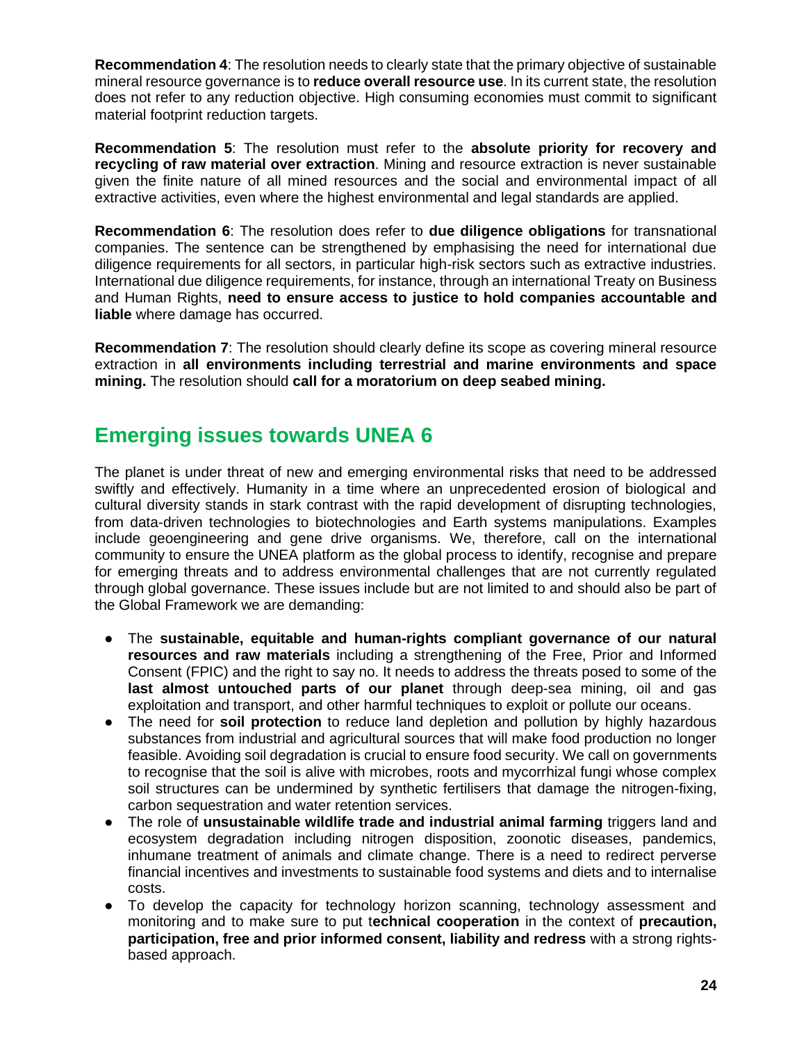**Recommendation 4**: The resolution needs to clearly state that the primary objective of sustainable mineral resource governance is to **reduce overall resource use**. In its current state, the resolution does not refer to any reduction objective. High consuming economies must commit to significant material footprint reduction targets.

**Recommendation 5**: The resolution must refer to the **absolute priority for recovery and recycling of raw material over extraction**. Mining and resource extraction is never sustainable given the finite nature of all mined resources and the social and environmental impact of all extractive activities, even where the highest environmental and legal standards are applied.

**Recommendation 6**: The resolution does refer to **due diligence obligations** for transnational companies. The sentence can be strengthened by emphasising the need for international due diligence requirements for all sectors, in particular high-risk sectors such as extractive industries. International due diligence requirements, for instance, through an international Treaty on Business and Human Rights, **need to ensure access to justice to hold companies accountable and liable** where damage has occurred.

**Recommendation 7**: The resolution should clearly define its scope as covering mineral resource extraction in **all environments including terrestrial and marine environments and space mining.** The resolution should **call for a moratorium on deep seabed mining.**

## Emerging issues towards UNEA 6

The planet is under threat of new and emerging environmental risks that need to be addressed swiftly and effectively. Humanity in a time where an unprecedented erosion of biological and cultural diversity stands in stark contrast with the rapid development of disrupting technologies, from data-driven technologies to biotechnologies and Earth systems manipulations. Examples include geoengineering and gene drive organisms. We, therefore, call on the international community to ensure the UNEA platform as the global process to identify, recognise and prepare for emerging threats and to address environmental challenges that are not currently regulated through global governance. These issues include but are not limited to and should also be part of the Global Framework we are demanding:

- The **sustainable, equitable and human-rights compliant governance of our natural resources and raw materials** including a strengthening of the Free, Prior and Informed Consent (FPIC) and the right to say no. It needs to address the threats posed to some of the **last almost untouched parts of our planet** through deep-sea mining, oil and gas exploitation and transport, and other harmful techniques to exploit or pollute our oceans.
- The need for **soil protection** to reduce land depletion and pollution by highly hazardous substances from industrial and agricultural sources that will make food production no longer feasible. Avoiding soil degradation is crucial to ensure food security. We call on governments to recognise that the soil is alive with microbes, roots and mycorrhizal fungi whose complex soil structures can be undermined by synthetic fertilisers that damage the nitrogen-fixing, carbon sequestration and water retention services.
- The role of **unsustainable wildlife trade and industrial animal farming** triggers land and ecosystem degradation including nitrogen disposition, zoonotic diseases, pandemics, inhumane treatment of animals and climate change. There is a need to redirect perverse financial incentives and investments to sustainable food systems and diets and to internalise costs.
- To develop the capacity for technology horizon scanning, technology assessment and monitoring and to make sure to put t**echnical cooperation** in the context of **precaution, participation, free and prior informed consent, liability and redress** with a strong rights-based approach.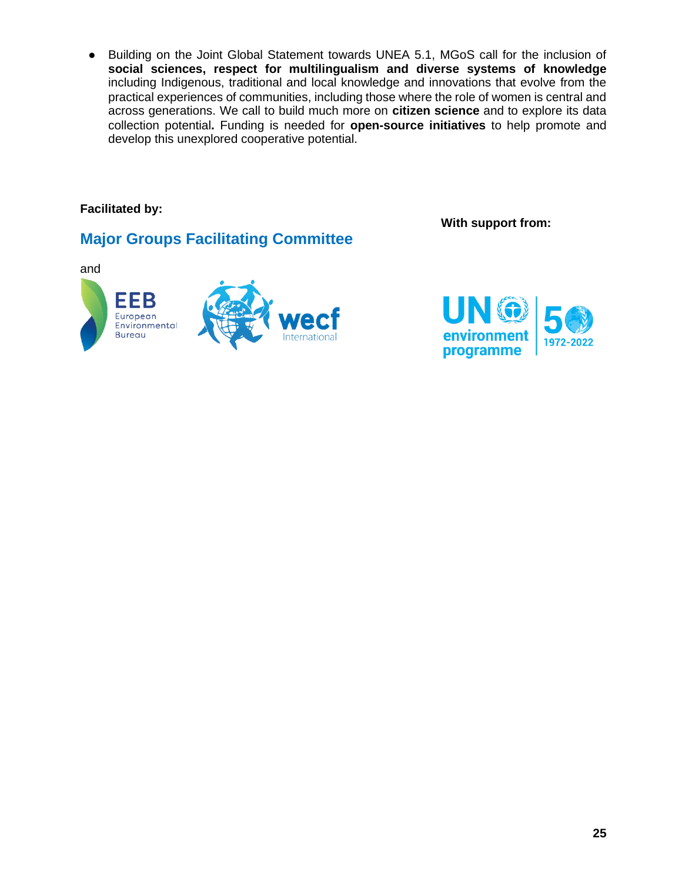- Building on the Joint Global Statement towards UNEA 5.1, MGoS call for the inclusion of **social sciences, respect for multilingualism and diverse systems of knowledge** including Indigenous, traditional and local knowledge and innovations that evolve from the practical experiences of communities, including those where the role of women is central and across generations. We call to build much more on **citizen science** and to explore its data collection potential**.** Funding is needed for **open-source initiatives** to help promote and develop this unexplored cooperative potential.

**Facilitated by:**

**Major Groups Facilitating Committee**

and

EEB European Environmental Bureau

wecf International

**With support from:**

UN environment programme 50 1972-2022